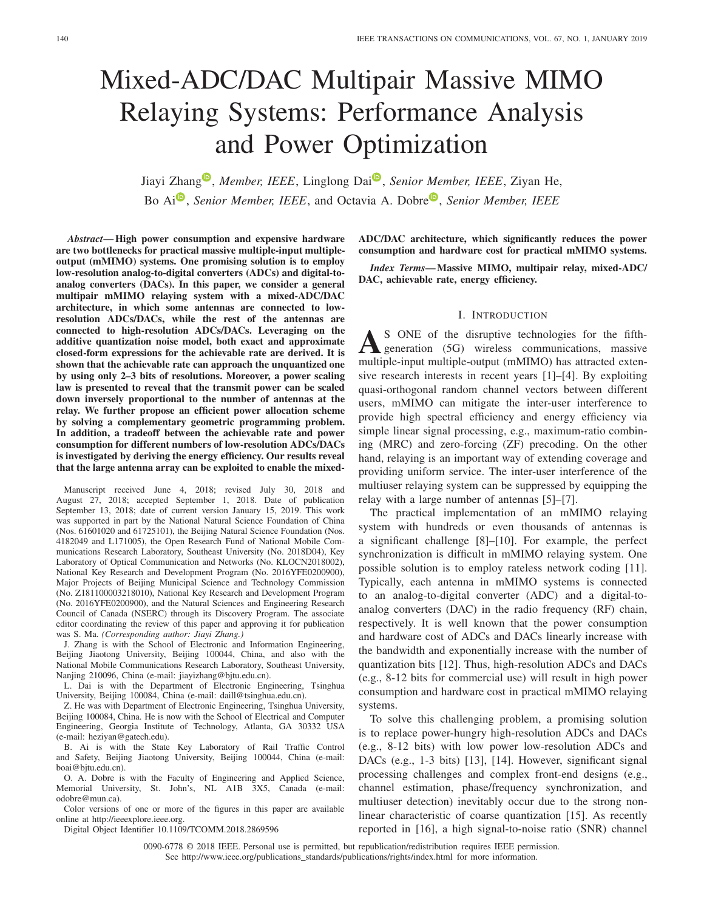# Mixed-ADC/DAC Multipair Massive MIMO Relaying Systems: Performance Analysis and Power Optimization

Jiayi Zhang, *Member, IEEE*, Linglong Dai, *Senior Member, IEEE*, Ziyan He, Bo Ai, *Senior Member, IEEE*, and Octavia A. Dobre, *Senior Member, IEEE*

***Abstract*— High power consumption and expensive hardware are two bottlenecks for practical massive multiple-input multiple-output (mMIMO) systems. One promising solution is to employ low-resolution analog-to-digital converters (ADCs) and digital-to-analog converters (DACs). In this paper, we consider a general multipair mMIMO relaying system with a mixed-ADC/DAC architecture, in which some antennas are connected to low-resolution ADCs/DACs, while the rest of the antennas are connected to high-resolution ADCs/DACs. Leveraging on the additive quantization noise model, both exact and approximate closed-form expressions for the achievable rate are derived. It is shown that the achievable rate can approach the unquantized one by using only 2–3 bits of resolutions. Moreover, a power scaling law is presented to reveal that the transmit power can be scaled down inversely proportional to the number of antennas at the relay. We further propose an efficient power allocation scheme by solving a complementary geometric programming problem. In addition, a tradeoff between the achievable rate and power consumption for different numbers of low-resolution ADCs/DACs is investigated by deriving the energy efficiency. Our results reveal that the large antenna array can be exploited to enable the mixed-ADC/DAC architecture, which significantly reduces the power consumption and hardware cost for practical mMIMO systems.**

***Index Terms*— Massive MIMO, multipair relay, mixed-ADC/DAC, achievable rate, energy efficiency.**

Manuscript received June 4, 2018; revised July 30, 2018 and August 27, 2018; accepted September 1, 2018. Date of publication September 13, 2018; date of current version January 15, 2019. This work was supported in part by the National Natural Science Foundation of China (Nos. 61601020 and 61725101), the Beijing Natural Science Foundation (Nos. 4182049 and L171005), the Open Research Fund of National Mobile Communications Research Laboratory, Southeast University (No. 2018D04), Key Laboratory of Optical Communication and Networks (No. KLOCN2018002), National Key Research and Development Program (No. 2016YFE0200900), Major Projects of Beijing Municipal Science and Technology Commission (No. Z181100003218010), National Key Research and Development Program (No. 2016YFE0200900), and the Natural Sciences and Engineering Research Council of Canada (NSERC) through its Discovery Program. The associate editor coordinating the review of this paper and approving it for publication was S. Ma. *(Corresponding author: Jiayi Zhang.)*

J. Zhang is with the School of Electronic and Information Engineering, Beijing Jiaotong University, Beijing 100044, China, and also with the National Mobile Communications Research Laboratory, Southeast University, Nanjing 210096, China (e-mail: jiayizhang@bjtu.edu.cn).

L. Dai is with the Department of Electronic Engineering, Tsinghua University, Beijing 100084, China (e-mail: daill@tsinghua.edu.cn).

Z. He was with Department of Electronic Engineering, Tsinghua University, Beijing 100084, China. He is now with the School of Electrical and Computer Engineering, Georgia Institute of Technology, Atlanta, GA 30332 USA (e-mail: heziyan@gatech.edu).

B. Ai is with the State Key Laboratory of Rail Traffic Control and Safety, Beijing Jiaotong University, Beijing 100044, China (e-mail: boai@bjtu.edu.cn).

O. A. Dobre is with the Faculty of Engineering and Applied Science, Memorial University, St. John's, NL A1B 3X5, Canada (e-mail: odobre@mun.ca).

Color versions of one or more of the figures in this paper are available online at http://ieeexplore.ieee.org.

Digital Object Identifier 10.1109/TCOMM.2018.2869596

## I. INTRODUCTION

AS ONE of the disruptive technologies for the fifth-generation (5G) wireless communications, massive multiple-input multiple-output (mMIMO) has attracted extensive research interests in recent years [1]–[4]. By exploiting quasi-orthogonal random channel vectors between different users, mMIMO can mitigate the inter-user interference to provide high spectral efficiency and energy efficiency via simple linear signal processing, e.g., maximum-ratio combining (MRC) and zero-forcing (ZF) precoding. On the other hand, relaying is an important way of extending coverage and providing uniform service. The inter-user interference of the multiuser relaying system can be suppressed by equipping the relay with a large number of antennas [5]–[7].

The practical implementation of an mMIMO relaying system with hundreds or even thousands of antennas is a significant challenge [8]–[10]. For example, the perfect synchronization is difficult in mMIMO relaying system. One possible solution is to employ rateless network coding [11]. Typically, each antenna in mMIMO systems is connected to an analog-to-digital converter (ADC) and a digital-to-analog converters (DAC) in the radio frequency (RF) chain, respectively. It is well known that the power consumption and hardware cost of ADCs and DACs linearly increase with the bandwidth and exponentially increase with the number of quantization bits [12]. Thus, high-resolution ADCs and DACs (e.g., 8-12 bits for commercial use) will result in high power consumption and hardware cost in practical mMIMO relaying systems.

To solve this challenging problem, a promising solution is to replace power-hungry high-resolution ADCs and DACs (e.g., 8-12 bits) with low power low-resolution ADCs and DACs (e.g., 1-3 bits) [13], [14]. However, significant signal processing challenges and complex front-end designs (e.g., channel estimation, phase/frequency synchronization, and multiuser detection) inevitably occur due to the strong non-linear characteristic of coarse quantization [15]. As recently reported in [16], a high signal-to-noise ratio (SNR) channel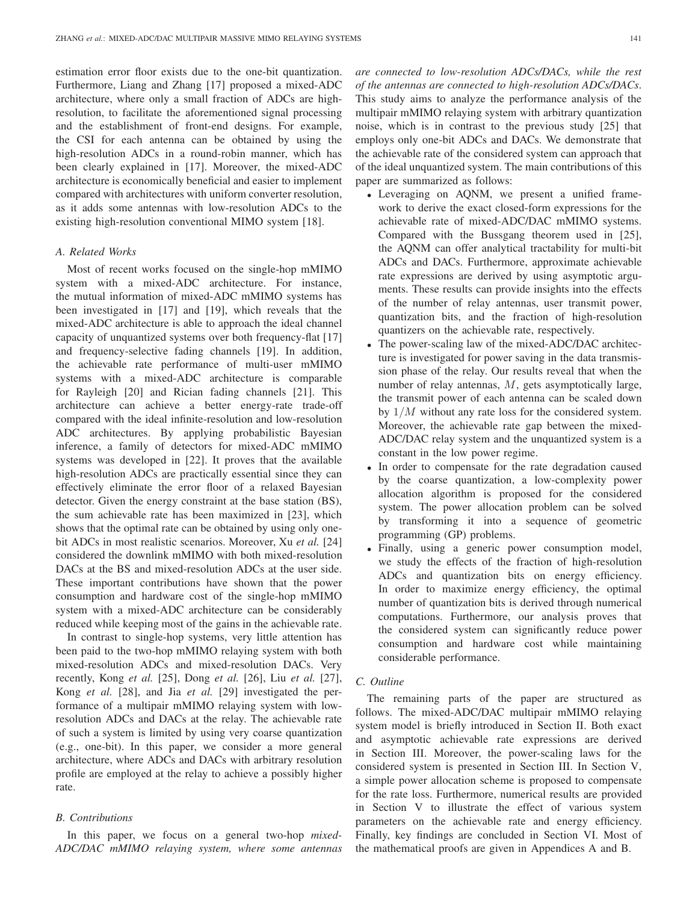estimation error floor exists due to the one-bit quantization. Furthermore, Liang and Zhang [17] proposed a mixed-ADC architecture, where only a small fraction of ADCs are high-resolution, to facilitate the aforementioned signal processing and the establishment of front-end designs. For example, the CSI for each antenna can be obtained by using the high-resolution ADCs in a round-robin manner, which has been clearly explained in [17]. Moreover, the mixed-ADC architecture is economically beneficial and easier to implement compared with architectures with uniform converter resolution, as it adds some antennas with low-resolution ADCs to the existing high-resolution conventional MIMO system [18].

### A. Related Works

Most of recent works focused on the single-hop mMIMO system with a mixed-ADC architecture. For instance, the mutual information of mixed-ADC mMIMO systems has been investigated in [17] and [19], which reveals that the mixed-ADC architecture is able to approach the ideal channel capacity of unquantized systems over both frequency-flat [17] and frequency-selective fading channels [19]. In addition, the achievable rate performance of multi-user mMIMO systems with a mixed-ADC architecture is comparable for Rayleigh [20] and Rician fading channels [21]. This architecture can achieve a better energy-rate trade-off compared with the ideal infinite-resolution and low-resolution ADC architectures. By applying probabilistic Bayesian inference, a family of detectors for mixed-ADC mMIMO systems was developed in [22]. It proves that the available high-resolution ADCs are practically essential since they can effectively eliminate the error floor of a relaxed Bayesian detector. Given the energy constraint at the base station (BS), the sum achievable rate has been maximized in [23], which shows that the optimal rate can be obtained by using only one-bit ADCs in most realistic scenarios. Moreover, Xu *et al.* [24] considered the downlink mMIMO with both mixed-resolution DACs at the BS and mixed-resolution ADCs at the user side. These important contributions have shown that the power consumption and hardware cost of the single-hop mMIMO system with a mixed-ADC architecture can be considerably reduced while keeping most of the gains in the achievable rate.

In contrast to single-hop systems, very little attention has been paid to the two-hop mMIMO relaying system with both mixed-resolution ADCs and mixed-resolution DACs. Very recently, Kong *et al.* [25], Dong *et al.* [26], Liu *et al.* [27], Kong *et al.* [28], and Jia *et al.* [29] investigated the performance of a multipair mMIMO relaying system with low-resolution ADCs and DACs at the relay. The achievable rate of such a system is limited by using very coarse quantization (e.g., one-bit). In this paper, we consider a more general architecture, where ADCs and DACs with arbitrary resolution profile are employed at the relay to achieve a possibly higher rate.

### B. Contributions

In this paper, we focus on a general two-hop *mixed-ADC/DAC mMIMO relaying system, where some antennas are connected to low-resolution ADCs/DACs, while the rest of the antennas are connected to high-resolution ADCs/DACs*. This study aims to analyze the performance analysis of the multipair mMIMO relaying system with arbitrary quantization noise, which is in contrast to the previous study [25] that employs only one-bit ADCs and DACs. We demonstrate that the achievable rate of the considered system can approach that of the ideal unquantized system. The main contributions of this paper are summarized as follows:

- Leveraging on AQNM, we present a unified framework to derive the exact closed-form expressions for the achievable rate of mixed-ADC/DAC mMIMO systems. Compared with the Bussgang theorem used in [25], the AQNM can offer analytical tractability for multi-bit ADCs and DACs. Furthermore, approximate achievable rate expressions are derived by using asymptotic arguments. These results can provide insights into the effects of the number of relay antennas, user transmit power, quantization bits, and the fraction of high-resolution quantizers on the achievable rate, respectively.
- The power-scaling law of the mixed-ADC/DAC architecture is investigated for power saving in the data transmission phase of the relay. Our results reveal that when the number of relay antennas, $M$, gets asymptotically large, the transmit power of each antenna can be scaled down by $1/M$ without any rate loss for the considered system. Moreover, the achievable rate gap between the mixed-ADC/DAC relay system and the unquantized system is a constant in the low power regime.
- In order to compensate for the rate degradation caused by the coarse quantization, a low-complexity power allocation algorithm is proposed for the considered system. The power allocation problem can be solved by transforming it into a sequence of geometric programming (GP) problems.
- Finally, using a generic power consumption model, we study the effects of the fraction of high-resolution ADCs and quantization bits on energy efficiency. In order to maximize energy efficiency, the optimal number of quantization bits is derived through numerical computations. Furthermore, our analysis proves that the considered system can significantly reduce power consumption and hardware cost while maintaining considerable performance.

### C. Outline

The remaining parts of the paper are structured as follows. The mixed-ADC/DAC multipair mMIMO relaying system model is briefly introduced in Section II. Both exact and asymptotic achievable rate expressions are derived in Section III. Moreover, the power-scaling laws for the considered system is presented in Section III. In Section V, a simple power allocation scheme is proposed to compensate for the rate loss. Furthermore, numerical results are provided in Section V to illustrate the effect of various system parameters on the achievable rate and energy efficiency. Finally, key findings are concluded in Section VI. Most of the mathematical proofs are given in Appendices A and B.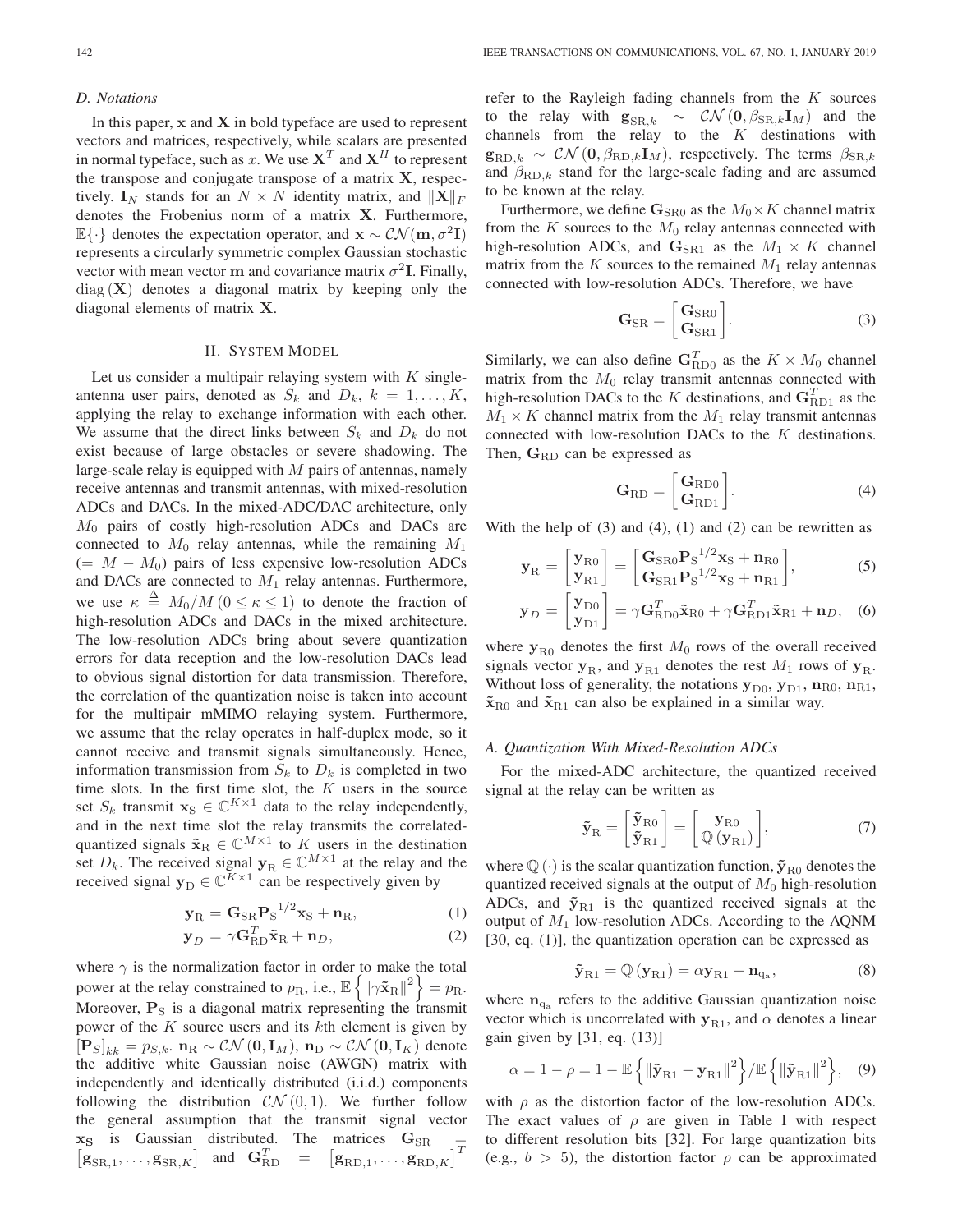### D. Notations

In this paper, $\mathbf{x}$ and $\mathbf{X}$ in bold typeface are used to represent vectors and matrices, respectively, while scalars are presented in normal typeface, such as $x$. We use $\mathbf{X}^T$ and $\mathbf{X}^H$ to represent the transpose and conjugate transpose of a matrix $\mathbf{X}$, respectively. $\mathbf{I}_N$ stands for an $N \times N$ identity matrix, and $\|\mathbf{X}\|_F$ denotes the Frobenius norm of a matrix $\mathbf{X}$. Furthermore, $\mathbb{E}\{\cdot\}$ denotes the expectation operator, and $\mathbf{x} \sim \mathcal{CN}(\mathbf{m}, \sigma^2\mathbf{I})$ represents a circularly symmetric complex Gaussian stochastic vector with mean vector $\mathbf{m}$ and covariance matrix $\sigma^2\mathbf{I}$. Finally, $\operatorname{diag}(\mathbf{X})$ denotes a diagonal matrix by keeping only the diagonal elements of matrix $\mathbf{X}$.

## II. System Model

Let us consider a multipair relaying system with $K$ single-antenna user pairs, denoted as $S_k$ and $D_k$, $k = 1, \ldots, K$, applying the relay to exchange information with each other. We assume that the direct links between $S_k$ and $D_k$ do not exist because of large obstacles or severe shadowing. The large-scale relay is equipped with $M$ pairs of antennas, namely receive antennas and transmit antennas, with mixed-resolution ADCs and DACs. In the mixed-ADC/DAC architecture, only $M_0$ pairs of costly high-resolution ADCs and DACs are connected to $M_0$ relay antennas, while the remaining $M_1$ ($= M - M_0$) pairs of less expensive low-resolution ADCs and DACs are connected to $M_1$ relay antennas. Furthermore, we use $\kappa \triangleq M_0/M \,(0 \leq \kappa \leq 1)$ to denote the fraction of high-resolution ADCs and DACs in the mixed architecture. The low-resolution ADCs bring about severe quantization errors for data reception and the low-resolution DACs lead to obvious signal distortion for data transmission. Therefore, the correlation of the quantization noise is taken into account for the multipair mMIMO relaying system. Furthermore, we assume that the relay operates in half-duplex mode, so it cannot receive and transmit signals simultaneously. Hence, information transmission from $S_k$ to $D_k$ is completed in two time slots. In the first time slot, the $K$ users in the source set $S_k$ transmit $\mathbf{x}_\mathrm{S} \in \mathbb{C}^{K\times 1}$ data to the relay independently, and in the next time slot the relay transmits the correlated-quantized signals $\tilde{\mathbf{x}}_\mathrm{R} \in \mathbb{C}^{M\times 1}$ to $K$ users in the destination set $D_k$. The received signal $\mathbf{y}_\mathrm{R} \in \mathbb{C}^{M\times 1}$ at the relay and the received signal $\mathbf{y}_\mathrm{D} \in \mathbb{C}^{K\times 1}$ can be respectively given by

$$\mathbf{y}_\mathrm{R} = \mathbf{G}_\mathrm{SR}{\mathbf{P}_\mathrm{S}}^{1/2}\mathbf{x}_\mathrm{S} + \mathbf{n}_\mathrm{R}, \tag{1}$$

$$\mathbf{y}_D = \gamma\mathbf{G}_\mathrm{RD}^T\tilde{\mathbf{x}}_\mathrm{R} + \mathbf{n}_D, \tag{2}$$

where $\gamma$ is the normalization factor in order to make the total power at the relay constrained to $p_\mathrm{R}$, i.e., $\mathbb{E}\left\{\|\gamma\tilde{\mathbf{x}}_\mathrm{R}\|^2\right\} = p_\mathrm{R}$. Moreover, $\mathbf{P}_\mathrm{S}$ is a diagonal matrix representing the transmit power of the $K$ source users and its $k$th element is given by $[\mathbf{P}_S]_{kk} = p_{S,k}$. $\mathbf{n}_\mathrm{R} \sim \mathcal{CN}(\mathbf{0}, \mathbf{I}_M)$, $\mathbf{n}_\mathrm{D} \sim \mathcal{CN}(\mathbf{0}, \mathbf{I}_K)$ denote the additive white Gaussian noise (AWGN) matrix with independently and identically distributed (i.i.d.) components following the distribution $\mathcal{CN}(0,1)$. We further follow the general assumption that the transmit signal vector $\mathbf{x}_\mathbf{S}$ is Gaussian distributed. The matrices $\mathbf{G}_\mathrm{SR} = [\mathbf{g}_{\mathrm{SR},1}, \ldots, \mathbf{g}_{\mathrm{SR},K}]$ and $\mathbf{G}_\mathrm{RD}^T = [\mathbf{g}_{\mathrm{RD},1}, \ldots, \mathbf{g}_{\mathrm{RD},K}]^T$ refer to the Rayleigh fading channels from the $K$ sources to the relay with $\mathbf{g}_{\mathrm{SR},k} \sim \mathcal{CN}(\mathbf{0}, \beta_{\mathrm{SR},k}\mathbf{I}_M)$ and the channels from the relay to the $K$ destinations with $\mathbf{g}_{\mathrm{RD},k} \sim \mathcal{CN}(\mathbf{0}, \beta_{\mathrm{RD},k}\mathbf{I}_M)$, respectively. The terms $\beta_{\mathrm{SR},k}$ and $\beta_{\mathrm{RD},k}$ stand for the large-scale fading and are assumed to be known at the relay.

Furthermore, we define $\mathbf{G}_\mathrm{SR0}$ as the $M_0 \times K$ channel matrix from the $K$ sources to the $M_0$ relay antennas connected with high-resolution ADCs, and $\mathbf{G}_\mathrm{SR1}$ as the $M_1 \times K$ channel matrix from the $K$ sources to the remained $M_1$ relay antennas connected with low-resolution ADCs. Therefore, we have

$$\mathbf{G}_\mathrm{SR} = \begin{bmatrix}\mathbf{G}_\mathrm{SR0}\\ \mathbf{G}_\mathrm{SR1}\end{bmatrix}. \tag{3}$$

Similarly, we can also define $\mathbf{G}_\mathrm{RD0}^T$ as the $K \times M_0$ channel matrix from the $M_0$ relay transmit antennas connected with high-resolution DACs to the $K$ destinations, and $\mathbf{G}_\mathrm{RD1}^T$ as the $M_1 \times K$ channel matrix from the $M_1$ relay transmit antennas connected with low-resolution DACs to the $K$ destinations. Then, $\mathbf{G}_\mathrm{RD}$ can be expressed as

$$\mathbf{G}_\mathrm{RD} = \begin{bmatrix}\mathbf{G}_\mathrm{RD0}\\ \mathbf{G}_\mathrm{RD1}\end{bmatrix}. \tag{4}$$

With the help of (3) and (4), (1) and (2) can be rewritten as

$$\mathbf{y}_\mathrm{R} = \begin{bmatrix}\mathbf{y}_\mathrm{R0}\\ \mathbf{y}_\mathrm{R1}\end{bmatrix} = \begin{bmatrix}\mathbf{G}_\mathrm{SR0}{\mathbf{P}_\mathrm{S}}^{1/2}\mathbf{x}_\mathrm{S} + \mathbf{n}_\mathrm{R0}\\ \mathbf{G}_\mathrm{SR1}{\mathbf{P}_\mathrm{S}}^{1/2}\mathbf{x}_\mathrm{S} + \mathbf{n}_\mathrm{R1}\end{bmatrix}, \tag{5}$$

$$\mathbf{y}_D = \begin{bmatrix}\mathbf{y}_\mathrm{D0}\\ \mathbf{y}_\mathrm{D1}\end{bmatrix} = \gamma\mathbf{G}_\mathrm{RD0}^T\tilde{\mathbf{x}}_\mathrm{R0} + \gamma\mathbf{G}_\mathrm{RD1}^T\tilde{\mathbf{x}}_\mathrm{R1} + \mathbf{n}_D, \tag{6}$$

where $\mathbf{y}_\mathrm{R0}$ denotes the first $M_0$ rows of the overall received signals vector $\mathbf{y}_\mathrm{R}$, and $\mathbf{y}_\mathrm{R1}$ denotes the rest $M_1$ rows of $\mathbf{y}_\mathrm{R}$. Without loss of generality, the notations $\mathbf{y}_\mathrm{D0}$, $\mathbf{y}_\mathrm{D1}$, $\mathbf{n}_\mathrm{R0}$, $\mathbf{n}_\mathrm{R1}$, $\tilde{\mathbf{x}}_\mathrm{R0}$ and $\tilde{\mathbf{x}}_\mathrm{R1}$ can also be explained in a similar way.

### A. Quantization With Mixed-Resolution ADCs

For the mixed-ADC architecture, the quantized received signal at the relay can be written as

$$\tilde{\mathbf{y}}_\mathrm{R} = \begin{bmatrix}\tilde{\mathbf{y}}_\mathrm{R0}\\ \tilde{\mathbf{y}}_\mathrm{R1}\end{bmatrix} = \begin{bmatrix}\mathbf{y}_\mathrm{R0}\\ \mathbb{Q}(\mathbf{y}_\mathrm{R1})\end{bmatrix}, \tag{7}$$

where $\mathbb{Q}(\cdot)$ is the scalar quantization function, $\tilde{\mathbf{y}}_\mathrm{R0}$ denotes the quantized received signals at the output of $M_0$ high-resolution ADCs, and $\tilde{\mathbf{y}}_\mathrm{R1}$ is the quantized received signals at the output of $M_1$ low-resolution ADCs. According to the AQNM [30, eq. (1)], the quantization operation can be expressed as

$$\tilde{\mathbf{y}}_\mathrm{R1} = \mathbb{Q}(\mathbf{y}_\mathrm{R1}) = \alpha\mathbf{y}_\mathrm{R1} + \mathbf{n}_{\mathrm{q_a}}, \tag{8}$$

where $\mathbf{n}_{\mathrm{q_a}}$ refers to the additive Gaussian quantization noise vector which is uncorrelated with $\mathbf{y}_\mathrm{R1}$, and $\alpha$ denotes a linear gain given by [31, eq. (13)]

$$\alpha = 1 - \rho = 1 - \mathbb{E}\left\{\|\tilde{\mathbf{y}}_\mathrm{R1} - \mathbf{y}_\mathrm{R1}\|^2\right\}/\mathbb{E}\left\{\|\tilde{\mathbf{y}}_\mathrm{R1}\|^2\right\}, \tag{9}$$

with $\rho$ as the distortion factor of the low-resolution ADCs. The exact values of $\rho$ are given in Table I with respect to different resolution bits [32]. For large quantization bits (e.g., $b > 5$), the distortion factor $\rho$ can be approximated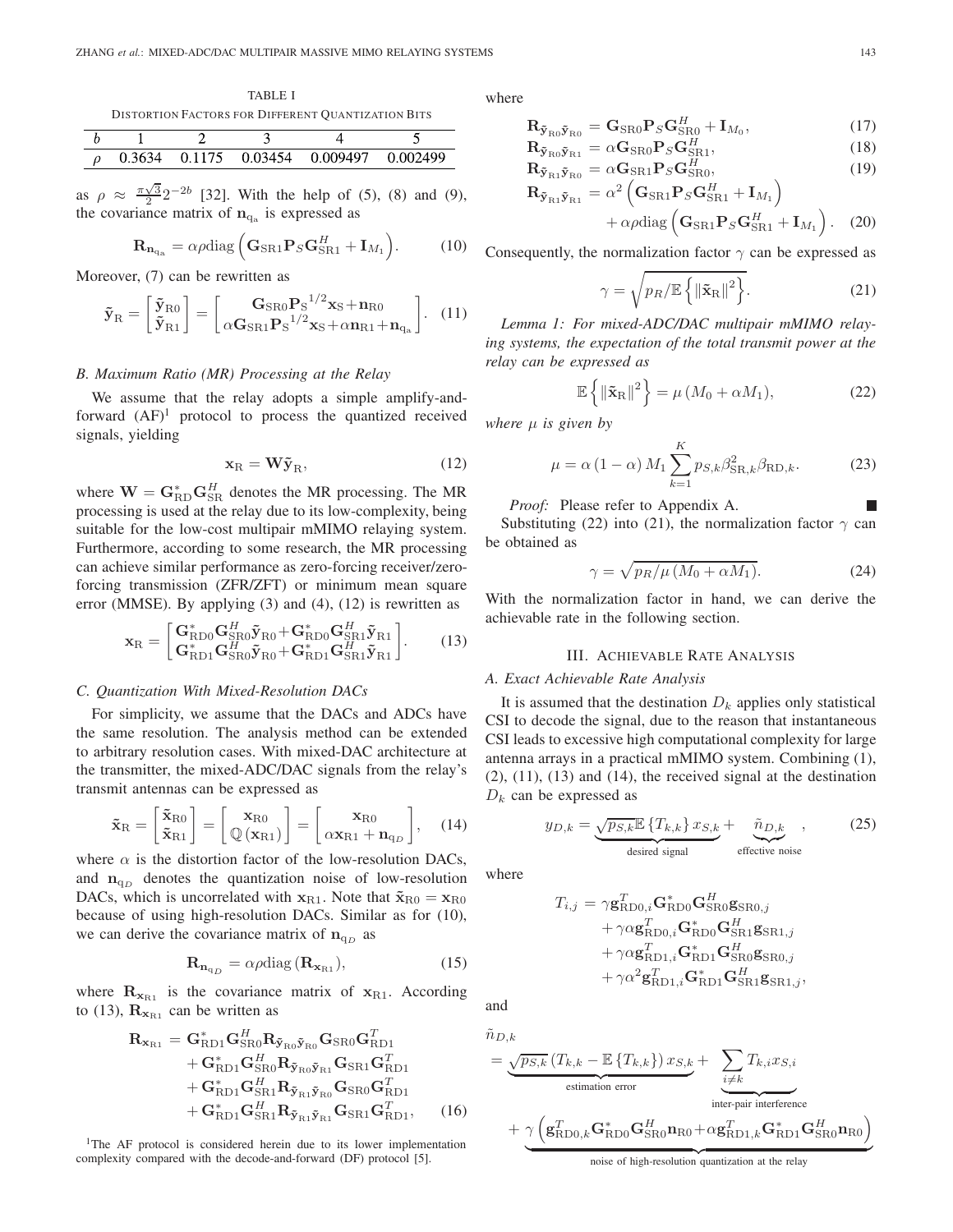TABLE I

Distortion Factors for Different Quantization Bits

| $b$ | 1 | 2 | 3 | 4 | 5 |
|---|---|---|---|---|---|
| $\rho$ | 0.3634 | 0.1175 | 0.03454 | 0.009497 | 0.002499 |

as $\rho \approx \frac{\pi\sqrt{3}}{2}2^{-2b}$ [32]. With the help of (5), (8) and (9), the covariance matrix of $\mathbf{n}_{\mathrm{q_a}}$ is expressed as

$$\mathbf{R}_{\mathbf{n}_{\mathrm{q_a}}} = \alpha\rho\mathrm{diag}\left(\mathbf{G}_{\mathrm{SR1}}\mathbf{P}_S\mathbf{G}_{\mathrm{SR1}}^H + \mathbf{I}_{M_1}\right). \tag{10}$$

Moreover, (7) can be rewritten as

$$\tilde{\mathbf{y}}_{\mathrm{R}} = \begin{bmatrix} \tilde{\mathbf{y}}_{\mathrm{R0}} \\ \tilde{\mathbf{y}}_{\mathrm{R1}} \end{bmatrix} = \begin{bmatrix} \mathbf{G}_{\mathrm{SR0}}\mathbf{P}_{\mathrm{S}}^{1/2}\mathbf{x}_{\mathrm{S}} + \mathbf{n}_{\mathrm{R0}} \\ \alpha\mathbf{G}_{\mathrm{SR1}}\mathbf{P}_{\mathrm{S}}^{1/2}\mathbf{x}_{\mathrm{S}} + \alpha\mathbf{n}_{\mathrm{R1}} + \mathbf{n}_{\mathrm{q_a}} \end{bmatrix}. \tag{11}$$

### B. Maximum Ratio (MR) Processing at the Relay

We assume that the relay adopts a simple amplify-and-forward (AF)[1] protocol to process the quantized received signals, yielding

$$\mathbf{x}_{\mathrm{R}} = \mathbf{W}\tilde{\mathbf{y}}_{\mathrm{R}}, \tag{12}$$

where $\mathbf{W} = \mathbf{G}_{\mathrm{RD}}^*\mathbf{G}_{\mathrm{SR}}^H$ denotes the MR processing. The MR processing is used at the relay due to its low-complexity, being suitable for the low-cost multipair mMIMO relaying system. Furthermore, according to some research, the MR processing can achieve similar performance as zero-forcing receiver/zero-forcing transmission (ZFR/ZFT) or minimum mean square error (MMSE). By applying (3) and (4), (12) is rewritten as

$$\mathbf{x}_{\mathrm{R}} = \begin{bmatrix} \mathbf{G}_{\mathrm{RD0}}^*\mathbf{G}_{\mathrm{SR0}}^H\tilde{\mathbf{y}}_{\mathrm{R0}} + \mathbf{G}_{\mathrm{RD0}}^*\mathbf{G}_{\mathrm{SR1}}^H\tilde{\mathbf{y}}_{\mathrm{R1}} \\ \mathbf{G}_{\mathrm{RD1}}^*\mathbf{G}_{\mathrm{SR0}}^H\tilde{\mathbf{y}}_{\mathrm{R0}} + \mathbf{G}_{\mathrm{RD1}}^*\mathbf{G}_{\mathrm{SR1}}^H\tilde{\mathbf{y}}_{\mathrm{R1}} \end{bmatrix}. \tag{13}$$

### C. Quantization With Mixed-Resolution DACs

For simplicity, we assume that the DACs and ADCs have the same resolution. The analysis method can be extended to arbitrary resolution cases. With mixed-DAC architecture at the transmitter, the mixed-ADC/DAC signals from the relay's transmit antennas can be expressed as

$$\tilde{\mathbf{x}}_{\mathrm{R}} = \begin{bmatrix} \tilde{\mathbf{x}}_{\mathrm{R0}} \\ \tilde{\mathbf{x}}_{\mathrm{R1}} \end{bmatrix} = \begin{bmatrix} \mathbf{x}_{\mathrm{R0}} \\ \mathbb{Q}(\mathbf{x}_{\mathrm{R1}}) \end{bmatrix} = \begin{bmatrix} \mathbf{x}_{\mathrm{R0}} \\ \alpha\mathbf{x}_{\mathrm{R1}} + \mathbf{n}_{\mathrm{q}_D} \end{bmatrix}, \tag{14}$$

where $\alpha$ is the distortion factor of the low-resolution DACs, and $\mathbf{n}_{\mathrm{q}_D}$ denotes the quantization noise of low-resolution DACs, which is uncorrelated with $\mathbf{x}_{\mathrm{R1}}$. Note that $\tilde{\mathbf{x}}_{\mathrm{R0}} = \mathbf{x}_{\mathrm{R0}}$ because of using high-resolution DACs. Similar as for (10), we can derive the covariance matrix of $\mathbf{n}_{\mathrm{q}_D}$ as

$$\mathbf{R}_{\mathbf{n}_{\mathrm{q}_D}} = \alpha\rho\mathrm{diag}\left(\mathbf{R}_{\mathbf{x}_{\mathrm{R1}}}\right), \tag{15}$$

where $\mathbf{R}_{\mathbf{x}_{\mathrm{R1}}}$ is the covariance matrix of $\mathbf{x}_{\mathrm{R1}}$. According to (13), $\mathbf{R}_{\mathbf{x}_{\mathrm{R1}}}$ can be written as

$$\begin{aligned}\mathbf{R}_{\mathbf{x}_{\mathrm{R1}}} &= \mathbf{G}_{\mathrm{RD1}}^*\mathbf{G}_{\mathrm{SR0}}^H\mathbf{R}_{\tilde{\mathbf{y}}_{\mathrm{R0}}\tilde{\mathbf{y}}_{\mathrm{R0}}}\mathbf{G}_{\mathrm{SR0}}\mathbf{G}_{\mathrm{RD1}}^T \\ &\quad + \mathbf{G}_{\mathrm{RD1}}^*\mathbf{G}_{\mathrm{SR0}}^H\mathbf{R}_{\tilde{\mathbf{y}}_{\mathrm{R0}}\tilde{\mathbf{y}}_{\mathrm{R1}}}\mathbf{G}_{\mathrm{SR1}}\mathbf{G}_{\mathrm{RD1}}^T \\ &\quad + \mathbf{G}_{\mathrm{RD1}}^*\mathbf{G}_{\mathrm{SR1}}^H\mathbf{R}_{\tilde{\mathbf{y}}_{\mathrm{R1}}\tilde{\mathbf{y}}_{\mathrm{R0}}}\mathbf{G}_{\mathrm{SR0}}\mathbf{G}_{\mathrm{RD1}}^T \\ &\quad + \mathbf{G}_{\mathrm{RD1}}^*\mathbf{G}_{\mathrm{SR1}}^H\mathbf{R}_{\tilde{\mathbf{y}}_{\mathrm{R1}}\tilde{\mathbf{y}}_{\mathrm{R1}}}\mathbf{G}_{\mathrm{SR1}}\mathbf{G}_{\mathrm{RD1}}^T,\end{aligned} \tag{16}$$

[1] The AF protocol is considered herein due to its lower implementation complexity compared with the decode-and-forward (DF) protocol [5].

where

$$\mathbf{R}_{\tilde{\mathbf{y}}_{\mathrm{R0}}\tilde{\mathbf{y}}_{\mathrm{R0}}} = \mathbf{G}_{\mathrm{SR0}}\mathbf{P}_S\mathbf{G}_{\mathrm{SR0}}^H + \mathbf{I}_{M_0}, \tag{17}$$

$$\mathbf{R}_{\tilde{\mathbf{y}}_{\mathrm{R0}}\tilde{\mathbf{y}}_{\mathrm{R1}}} = \alpha\mathbf{G}_{\mathrm{SR0}}\mathbf{P}_S\mathbf{G}_{\mathrm{SR1}}^H, \tag{18}$$

$$\mathbf{R}_{\tilde{\mathbf{y}}_{\mathrm{R1}}\tilde{\mathbf{y}}_{\mathrm{R0}}} = \alpha\mathbf{G}_{\mathrm{SR1}}\mathbf{P}_S\mathbf{G}_{\mathrm{SR0}}^H, \tag{19}$$

$$\begin{aligned}\mathbf{R}_{\tilde{\mathbf{y}}_{\mathrm{R1}}\tilde{\mathbf{y}}_{\mathrm{R1}}} &= \alpha^2\left(\mathbf{G}_{\mathrm{SR1}}\mathbf{P}_S\mathbf{G}_{\mathrm{SR1}}^H + \mathbf{I}_{M_1}\right) \\ &\quad + \alpha\rho\mathrm{diag}\left(\mathbf{G}_{\mathrm{SR1}}\mathbf{P}_S\mathbf{G}_{\mathrm{SR1}}^H + \mathbf{I}_{M_1}\right).\end{aligned} \tag{20}$$

Consequently, the normalization factor $\gamma$ can be expressed as

$$\gamma = \sqrt{p_R/\mathbb{E}\left\{\|\tilde{\mathbf{x}}_{\mathrm{R}}\|^2\right\}}. \tag{21}$$

*Lemma 1: For mixed-ADC/DAC multipair mMIMO relaying systems, the expectation of the total transmit power at the relay can be expressed as*

$$\mathbb{E}\left\{\|\tilde{\mathbf{x}}_{\mathrm{R}}\|^2\right\} = \mu\left(M_0 + \alpha M_1\right), \tag{22}$$

*where $\mu$ is given by*

$$\mu = \alpha\left(1-\alpha\right)M_1\sum_{k=1}^{K}p_{S,k}\beta_{\mathrm{SR},k}^2\beta_{\mathrm{RD},k}. \tag{23}$$

*Proof:* Please refer to Appendix A. ∎

Substituting (22) into (21), the normalization factor $\gamma$ can be obtained as

$$\gamma = \sqrt{p_R/\mu\left(M_0 + \alpha M_1\right)}. \tag{24}$$

With the normalization factor in hand, we can derive the achievable rate in the following section.

## III. Achievable Rate Analysis

### A. Exact Achievable Rate Analysis

It is assumed that the destination $D_k$ applies only statistical CSI to decode the signal, due to the reason that instantaneous CSI leads to excessive high computational complexity for large antenna arrays in a practical mMIMO system. Combining (1), (2), (11), (13) and (14), the received signal at the destination $D_k$ can be expressed as

$$y_{D,k} = \underbrace{\sqrt{p_{S,k}}\mathbb{E}\left\{T_{k,k}\right\}x_{S,k}}_{\text{desired signal}} + \underbrace{\tilde{n}_{D,k}}_{\text{effective noise}}, \tag{25}$$

where

$$\begin{aligned}T_{i,j} &= \gamma\mathbf{g}_{\mathrm{RD0},i}^T\mathbf{G}_{\mathrm{RD0}}^*\mathbf{G}_{\mathrm{SR0}}^H\mathbf{g}_{\mathrm{SR0},j} \\ &\quad + \gamma\alpha\mathbf{g}_{\mathrm{RD0},i}^T\mathbf{G}_{\mathrm{RD0}}^*\mathbf{G}_{\mathrm{SR1}}^H\mathbf{g}_{\mathrm{SR1},j} \\ &\quad + \gamma\alpha\mathbf{g}_{\mathrm{RD1},i}^T\mathbf{G}_{\mathrm{RD1}}^*\mathbf{G}_{\mathrm{SR0}}^H\mathbf{g}_{\mathrm{SR0},j} \\ &\quad + \gamma\alpha^2\mathbf{g}_{\mathrm{RD1},i}^T\mathbf{G}_{\mathrm{RD1}}^*\mathbf{G}_{\mathrm{SR1}}^H\mathbf{g}_{\mathrm{SR1},j},\end{aligned}$$

and

$$\begin{aligned}\tilde{n}_{D,k} &= \underbrace{\sqrt{p_{S,k}}\left(T_{k,k} - \mathbb{E}\left\{T_{k,k}\right\}\right)x_{S,k}}_{\text{estimation error}} + \underbrace{\sum_{i\neq k}T_{k,i}x_{S,i}}_{\text{inter-pair interference}} \\ &\quad + \underbrace{\gamma\left(\mathbf{g}_{\mathrm{RD0},k}^T\mathbf{G}_{\mathrm{RD0}}^*\mathbf{G}_{\mathrm{SR0}}^H\mathbf{n}_{\mathrm{R0}} + \alpha\mathbf{g}_{\mathrm{RD1},k}^T\mathbf{G}_{\mathrm{RD1}}^*\mathbf{G}_{\mathrm{SR0}}^H\mathbf{n}_{\mathrm{R0}}\right)}_{\text{noise of high-resolution quantization at the relay}}\end{aligned}$$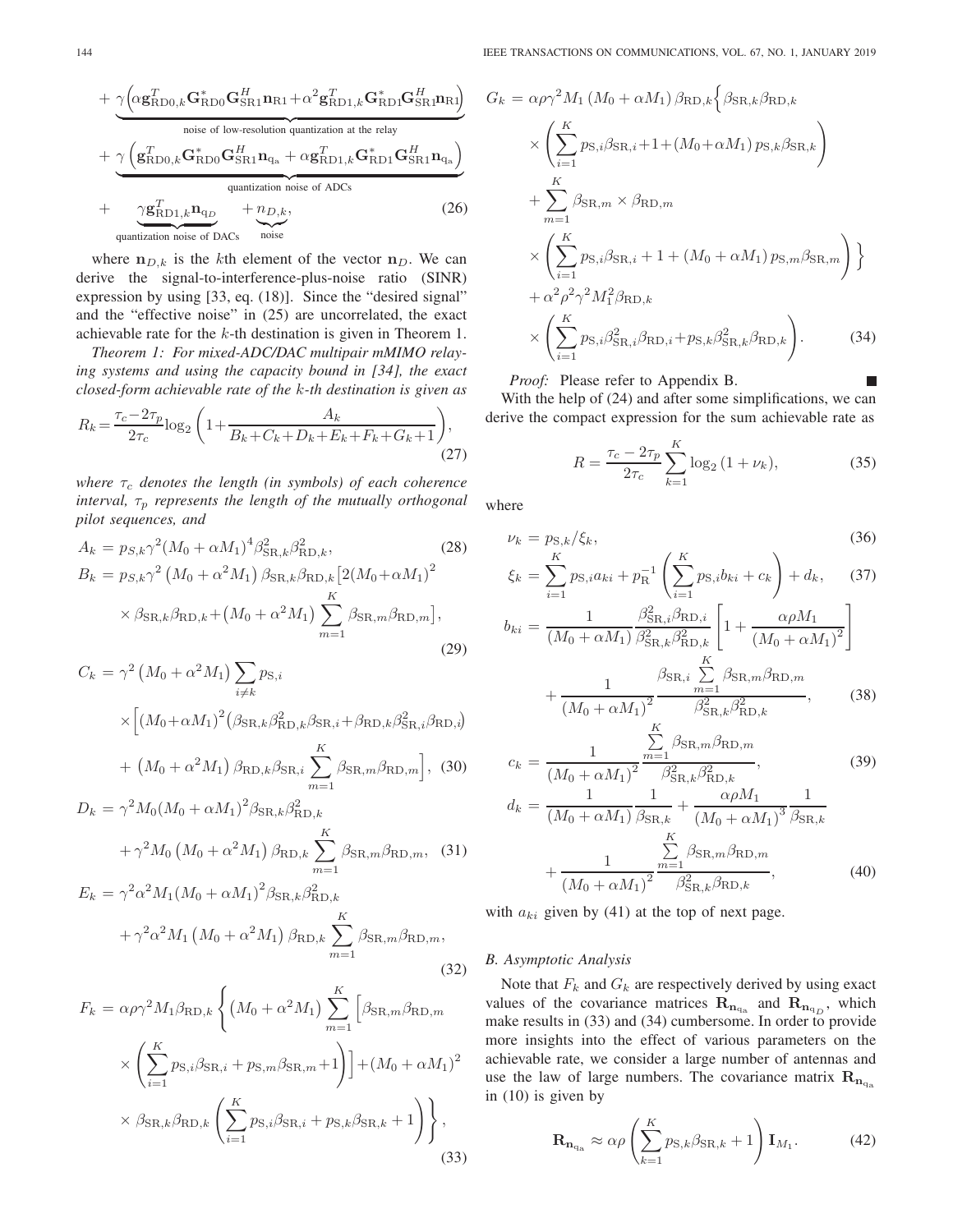$$+\underbrace{\gamma\left(\alpha\mathbf{g}_{\mathrm{RD0},k}^{T}\mathbf{G}_{\mathrm{RD0}}^{*}\mathbf{G}_{\mathrm{SR1}}^{H}\mathbf{n}_{\mathrm{R1}}+\alpha^{2}\mathbf{g}_{\mathrm{RD1},k}^{T}\mathbf{G}_{\mathrm{RD1}}^{*}\mathbf{G}_{\mathrm{SR1}}^{H}\mathbf{n}_{\mathrm{R1}}\right)}_{\text{noise of low-resolution quantization at the relay}}$$
$$+\underbrace{\gamma\left(\mathbf{g}_{\mathrm{RD0},k}^{T}\mathbf{G}_{\mathrm{RD0}}^{*}\mathbf{G}_{\mathrm{SR1}}^{H}\mathbf{n}_{\mathrm{q_a}}+\alpha\mathbf{g}_{\mathrm{RD1},k}^{T}\mathbf{G}_{\mathrm{RD1}}^{*}\mathbf{G}_{\mathrm{SR1}}^{H}\mathbf{n}_{\mathrm{q_a}}\right)}_{\text{quantization noise of ADCs}}$$
$$+\underbrace{\gamma\mathbf{g}_{\mathrm{RD1},k}^{T}\mathbf{n}_{\mathrm{q}_D}}_{\text{quantization noise of DACs}}+\underbrace{n_{D,k}}_{\text{noise}},\tag{26}$$

where $\mathbf{n}_{D,k}$ is the $k$th element of the vector $\mathbf{n}_D$. We can derive the signal-to-interference-plus-noise ratio (SINR) expression by using [33, eq. (18)]. Since the "desired signal" and the "effective noise" in (25) are uncorrelated, the exact achievable rate for the $k$-th destination is given in Theorem 1.

*Theorem 1: For mixed-ADC/DAC multipair mMIMO relaying systems and using the capacity bound in [34], the exact closed-form achievable rate of the $k$-th destination is given as*

$$R_k=\frac{\tau_c-2\tau_p}{2\tau_c}\log_2\left(1+\frac{A_k}{B_k+C_k+D_k+E_k+F_k+G_k+1}\right),\tag{27}$$

*where $\tau_c$ denotes the length (in symbols) of each coherence interval, $\tau_p$ represents the length of the mutually orthogonal pilot sequences, and*

$$A_k = p_{S,k}\gamma^2(M_0+\alpha M_1)^4\beta_{\mathrm{SR},k}^2\beta_{\mathrm{RD},k}^2,\tag{28}$$

$$B_k = p_{S,k}\gamma^2\left(M_0+\alpha^2M_1\right)\beta_{\mathrm{SR},k}\beta_{\mathrm{RD},k}\big[2(M_0+\alpha M_1)^2\times\beta_{\mathrm{SR},k}\beta_{\mathrm{RD},k}+\left(M_0+\alpha^2M_1\right)\sum_{m=1}^{K}\beta_{\mathrm{SR},m}\beta_{\mathrm{RD},m}\big],\tag{29}$$

$$C_k = \gamma^2\left(M_0+\alpha^2M_1\right)\sum_{i\neq k}p_{\mathrm{S},i}\times\Big[(M_0+\alpha M_1)^2\big(\beta_{\mathrm{SR},k}\beta_{\mathrm{RD},k}^2\beta_{\mathrm{SR},i}+\beta_{\mathrm{RD},k}\beta_{\mathrm{SR},i}^2\beta_{\mathrm{RD},i}\big)+\left(M_0+\alpha^2M_1\right)\beta_{\mathrm{RD},k}\beta_{\mathrm{SR},i}\sum_{m=1}^{K}\beta_{\mathrm{SR},m}\beta_{\mathrm{RD},m}\Big],\tag{30}$$

$$D_k = \gamma^2M_0(M_0+\alpha M_1)^2\beta_{\mathrm{SR},k}\beta_{\mathrm{RD},k}^2+\gamma^2M_0\left(M_0+\alpha^2M_1\right)\beta_{\mathrm{RD},k}\sum_{m=1}^{K}\beta_{\mathrm{SR},m}\beta_{\mathrm{RD},m},\tag{31}$$

$$E_k = \gamma^2\alpha^2M_1(M_0+\alpha M_1)^2\beta_{\mathrm{SR},k}\beta_{\mathrm{RD},k}^2+\gamma^2\alpha^2M_1\left(M_0+\alpha^2M_1\right)\beta_{\mathrm{RD},k}\sum_{m=1}^{K}\beta_{\mathrm{SR},m}\beta_{\mathrm{RD},m},\tag{32}$$

$$F_k = \alpha\rho\gamma^2M_1\beta_{\mathrm{RD},k}\Bigg\{\left(M_0+\alpha^2M_1\right)\sum_{m=1}^{K}\Big[\beta_{\mathrm{SR},m}\beta_{\mathrm{RD},m}\times\left(\sum_{i=1}^{K}p_{\mathrm{S},i}\beta_{\mathrm{SR},i}+p_{\mathrm{S},m}\beta_{\mathrm{SR},m}+1\right)\Big]+(M_0+\alpha M_1)^2\times\beta_{\mathrm{SR},k}\beta_{\mathrm{RD},k}\left(\sum_{i=1}^{K}p_{\mathrm{S},i}\beta_{\mathrm{SR},i}+p_{\mathrm{S},k}\beta_{\mathrm{SR},k}+1\right)\Bigg\},\tag{33}$$

$$G_k = \alpha\rho\gamma^2M_1\left(M_0+\alpha M_1\right)\beta_{\mathrm{RD},k}\Big\{\beta_{\mathrm{SR},k}\beta_{\mathrm{RD},k}\times\left(\sum_{i=1}^{K}p_{\mathrm{S},i}\beta_{\mathrm{SR},i}+1+(M_0+\alpha M_1)\,p_{\mathrm{S},k}\beta_{\mathrm{SR},k}\right)+\sum_{m=1}^{K}\beta_{\mathrm{SR},m}\times\beta_{\mathrm{RD},m}\times\left(\sum_{i=1}^{K}p_{\mathrm{S},i}\beta_{\mathrm{SR},i}+1+(M_0+\alpha M_1)\,p_{\mathrm{S},m}\beta_{\mathrm{SR},m}\right)\Big\}+\alpha^2\rho^2\gamma^2M_1^2\beta_{\mathrm{RD},k}\times\left(\sum_{i=1}^{K}p_{\mathrm{S},i}\beta_{\mathrm{SR},i}^2\beta_{\mathrm{RD},i}+p_{\mathrm{S},k}\beta_{\mathrm{SR},k}^2\beta_{\mathrm{RD},k}\right).\tag{34}$$

*Proof:* Please refer to Appendix B. ■

With the help of (24) and after some simplifications, we can derive the compact expression for the sum achievable rate as

$$R=\frac{\tau_c-2\tau_p}{2\tau_c}\sum_{k=1}^{K}\log_2\left(1+\nu_k\right),\tag{35}$$

where

$$\nu_k = p_{\mathrm{S},k}/\xi_k,\tag{36}$$

$$\xi_k = \sum_{i=1}^{K}p_{\mathrm{S},i}a_{ki}+p_{\mathrm{R}}^{-1}\left(\sum_{i=1}^{K}p_{\mathrm{S},i}b_{ki}+c_k\right)+d_k,\tag{37}$$

$$b_{ki} = \frac{1}{(M_0+\alpha M_1)}\frac{\beta_{\mathrm{SR},i}^2\beta_{\mathrm{RD},i}}{\beta_{\mathrm{SR},k}^2\beta_{\mathrm{RD},k}^2}\left[1+\frac{\alpha\rho M_1}{\left(M_0+\alpha M_1\right)^2}\right]+\frac{1}{\left(M_0+\alpha M_1\right)^2}\frac{\beta_{\mathrm{SR},i}\sum\limits_{m=1}^{K}\beta_{\mathrm{SR},m}\beta_{\mathrm{RD},m}}{\beta_{\mathrm{SR},k}^2\beta_{\mathrm{RD},k}^2},\tag{38}$$

$$c_k = \frac{1}{\left(M_0+\alpha M_1\right)^2}\frac{\sum\limits_{m=1}^{K}\beta_{\mathrm{SR},m}\beta_{\mathrm{RD},m}}{\beta_{\mathrm{SR},k}^2\beta_{\mathrm{RD},k}^2},\tag{39}$$

$$d_k = \frac{1}{(M_0+\alpha M_1)}\frac{1}{\beta_{\mathrm{SR},k}}+\frac{\alpha\rho M_1}{\left(M_0+\alpha M_1\right)^3}\frac{1}{\beta_{\mathrm{SR},k}}+\frac{1}{\left(M_0+\alpha M_1\right)^2}\frac{\sum\limits_{m=1}^{K}\beta_{\mathrm{SR},m}\beta_{\mathrm{RD},m}}{\beta_{\mathrm{SR},k}^2\beta_{\mathrm{RD},k}},\tag{40}$$

with $a_{ki}$ given by (41) at the top of next page.

### B. Asymptotic Analysis

Note that $F_k$ and $G_k$ are respectively derived by using exact values of the covariance matrices $\mathbf{R}_{\mathbf{n}_{\mathrm{q_a}}}$ and $\mathbf{R}_{\mathbf{n}_{\mathrm{q}_D}}$, which make results in (33) and (34) cumbersome. In order to provide more insights into the effect of various parameters on the achievable rate, we consider a large number of antennas and use the law of large numbers. The covariance matrix $\mathbf{R}_{\mathbf{n}_{\mathrm{q_a}}}$ in (10) is given by

$$\mathbf{R}_{\mathbf{n}_{\mathrm{q_a}}}\approx\alpha\rho\left(\sum_{k=1}^{K}p_{\mathrm{S},k}\beta_{\mathrm{SR},k}+1\right)\mathbf{I}_{M_1}.\tag{42}$$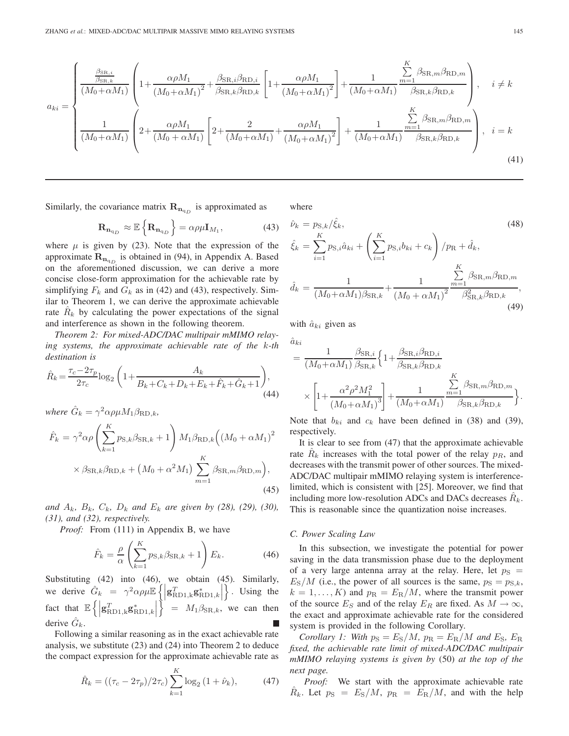$$
a_{ki} = \begin{cases} \dfrac{\frac{\beta_{\mathrm{SR},i}}{\beta_{\mathrm{SR},k}}}{(M_0+\alpha M_1)} \left(1+\dfrac{\alpha\rho M_1}{(M_0+\alpha M_1)^2}+\dfrac{\beta_{\mathrm{SR},i}\beta_{\mathrm{RD},i}}{\beta_{\mathrm{SR},k}\beta_{\mathrm{RD},k}}\left[1+\dfrac{\alpha\rho M_1}{(M_0+\alpha M_1)^2}\right]+\dfrac{1}{(M_0+\alpha M_1)}\dfrac{\sum\limits_{m=1}^{K}\beta_{\mathrm{SR},m}\beta_{\mathrm{RD},m}}{\beta_{\mathrm{SR},k}\beta_{\mathrm{RD},k}}\right), & i\neq k \\ \dfrac{1}{(M_0+\alpha M_1)}\left(2+\dfrac{\alpha\rho M_1}{(M_0+\alpha M_1)}\left[2+\dfrac{2}{(M_0+\alpha M_1)}+\dfrac{\alpha\rho M_1}{(M_0+\alpha M_1)^2}\right]+\dfrac{1}{(M_0+\alpha M_1)}\dfrac{\sum\limits_{m=1}^{K}\beta_{\mathrm{SR},m}\beta_{\mathrm{RD},m}}{\beta_{\mathrm{SR},k}\beta_{\mathrm{RD},k}}\right), & i=k \end{cases} \tag{41}
$$

Similarly, the covariance matrix $\mathbf{R}_{\mathbf{n}_{\mathrm{q}_D}}$ is approximated as

$$
\mathbf{R}_{\mathbf{n}_{\mathrm{q}_D}} \approx \mathbb{E}\left\{\mathbf{R}_{\mathbf{n}_{\mathrm{q}_D}}\right\} = \alpha\rho\mu\mathbf{I}_{M_1}, \tag{43}
$$

where $\mu$ is given by (23). Note that the expression of the approximate $\mathbf{R}_{\mathbf{n}_{\mathrm{q}_D}}$ is obtained in (94), in Appendix A. Based on the aforementioned discussion, we can derive a more concise close-form approximation for the achievable rate by simplifying $F_k$ and $G_k$ as in (42) and (43), respectively. Similar to Theorem 1, we can derive the approximate achievable rate $\hat{R}_k$ by calculating the power expectations of the signal and interference as shown in the following theorem.

*Theorem 2: For mixed-ADC/DAC multipair mMIMO relaying systems, the approximate achievable rate of the k-th destination is*

$$
\hat{R}_k = \frac{\tau_c - 2\tau_p}{2\tau_c}\log_2\left(1+\frac{A_k}{B_k+C_k+D_k+E_k+\hat{F}_k+\hat{G}_k+1}\right), \tag{44}
$$

*where* $\hat{G}_k = \gamma^2\alpha\rho\mu M_1\beta_{\mathrm{RD},k}$,

$$
\begin{aligned}
\hat{F}_k = {} & \gamma^2\alpha\rho\left(\sum_{k=1}^{K}p_{\mathrm{S},k}\beta_{\mathrm{SR},k}+1\right)M_1\beta_{\mathrm{RD},k}\Big((M_0+\alpha M_1)^2 \\
& \times\beta_{\mathrm{SR},k}\beta_{\mathrm{RD},k}+\left(M_0+\alpha^2 M_1\right)\sum_{m=1}^{K}\beta_{\mathrm{SR},m}\beta_{\mathrm{RD},m}\Big),
\end{aligned} \tag{45}
$$

*and $A_k$, $B_k$, $C_k$, $D_k$ and $E_k$ are given by (28), (29), (30), (31), and (32), respectively.*

*Proof:* From (111) in Appendix B, we have

$$
\hat{F}_k = \frac{\rho}{\alpha}\left(\sum_{k=1}^{K}p_{\mathrm{S},k}\beta_{\mathrm{SR},k}+1\right)E_k. \tag{46}
$$

Substituting (42) into (46), we obtain (45). Similarly, we derive $\hat{G}_k = \gamma^2\alpha\rho\mu\mathbb{E}\left\{\left|\mathbf{g}_{\mathrm{RD1},k}^T\mathbf{g}_{\mathrm{RD1},k}^*\right|\right\}$. Using the fact that $\mathbb{E}\left\{\left|\mathbf{g}_{\mathrm{RD1},k}^T\mathbf{g}_{\mathrm{RD1},k}^*\right|\right\} = M_1\beta_{\mathrm{SR},k}$, we can then derive $\hat{G}_k$. ■

Following a similar reasoning as in the exact achievable rate analysis, we substitute (23) and (24) into Theorem 2 to deduce the compact expression for the approximate achievable rate as

$$
\hat{R}_k = ((\tau_c - 2\tau_p)/2\tau_c)\sum_{k=1}^{K}\log_2(1+\hat{\nu}_k), \tag{47}
$$

where

$$
\begin{aligned}
\hat{\nu}_k &= p_{\mathrm{S},k}/\hat{\xi}_k, \\
\hat{\xi}_k &= \sum_{i=1}^{K}p_{\mathrm{S},i}\hat{a}_{ki}+\left(\sum_{i=1}^{K}p_{\mathrm{S},i}b_{ki}+c_k\right)/p_{\mathrm{R}}+\hat{d}_k,
\end{aligned} \tag{48}
$$

$$
\hat{d}_k = \frac{1}{(M_0+\alpha M_1)\beta_{\mathrm{SR},k}}+\frac{1}{(M_0+\alpha M_1)^2}\frac{\sum\limits_{m=1}^{K}\beta_{\mathrm{SR},m}\beta_{\mathrm{RD},m}}{\beta_{\mathrm{SR},k}^2\beta_{\mathrm{RD},k}}, \tag{49}
$$

with $\hat{a}_{ki}$ given as

$$
\begin{aligned}
\hat{a}_{ki} &= \frac{1}{(M_0+\alpha M_1)}\frac{\beta_{\mathrm{SR},i}}{\beta_{\mathrm{SR},k}}\Big\{1+\frac{\beta_{\mathrm{SR},i}\beta_{\mathrm{RD},i}}{\beta_{\mathrm{SR},k}\beta_{\mathrm{RD},k}} \\
&\quad\times\left[1+\frac{\alpha^2\rho^2 M_1^2}{(M_0+\alpha M_1)^3}\right]+\frac{1}{(M_0+\alpha M_1)}\frac{\sum\limits_{m=1}^{K}\beta_{\mathrm{SR},m}\beta_{\mathrm{RD},m}}{\beta_{\mathrm{SR},k}\beta_{\mathrm{RD},k}}\Big\}.
\end{aligned}
$$

Note that $b_{ki}$ and $c_k$ have been defined in (38) and (39), respectively.

It is clear to see from (47) that the approximate achievable rate $\hat{R}_k$ increases with the total power of the relay $p_R$, and decreases with the transmit power of other sources. The mixed-ADC/DAC multipair mMIMO relaying system is interference-limited, which is consistent with [25]. Moreover, we find that including more low-resolution ADCs and DACs decreases $\hat{R}_k$. This is reasonable since the quantization noise increases.

### C. Power Scaling Law

In this subsection, we investigate the potential for power saving in the data transmission phase due to the deployment of a very large antenna array at the relay. Here, let $p_{\mathrm{S}} = E_{\mathrm{S}}/M$ (i.e., the power of all sources is the same, $p_{\mathrm{S}} = p_{\mathrm{S},k}$, $k = 1,\ldots,K$) and $p_{\mathrm{R}} = E_{\mathrm{R}}/M$, where the transmit power of the source $E_S$ and of the relay $E_R$ are fixed. As $M\to\infty$, the exact and approximate achievable rate for the considered system is provided in the following Corollary.

*Corollary 1: With $p_{\mathrm{S}} = E_{\mathrm{S}}/M$, $p_{\mathrm{R}} = E_{\mathrm{R}}/M$ and $E_{\mathrm{S}}$, $E_{\mathrm{R}}$ fixed, the achievable rate limit of mixed-ADC/DAC multipair mMIMO relaying systems is given by* (50) *at the top of the next page.*

*Proof:* We start with the approximate achievable rate $\hat{R}_k$. Let $p_{\mathrm{S}} = E_{\mathrm{S}}/M$, $p_{\mathrm{R}} = E_{\mathrm{R}}/M$, and with the help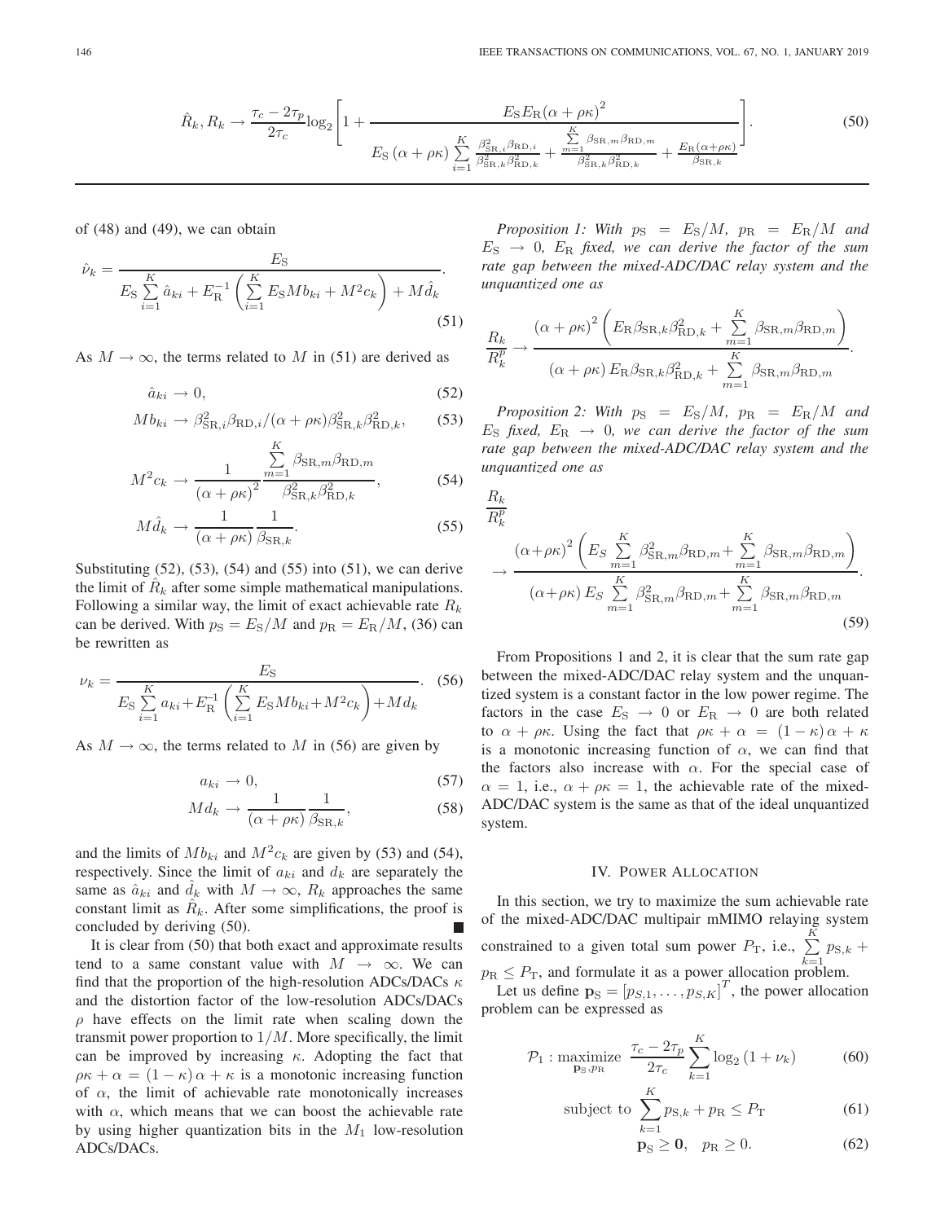$$\hat{R}_k, R_k \to \frac{\tau_c - 2\tau_p}{2\tau_c}\log_2\left[1 + \frac{E_{\rm S}E_{\rm R}(\alpha+\rho\kappa)^2}{E_{\rm S}\left(\alpha+\rho\kappa\right)\sum\limits_{i=1}^{K}\frac{\beta_{{\rm SR},i}^2\beta_{{\rm RD},i}}{\beta_{{\rm SR},k}^2\beta_{{\rm RD},k}^2} + \frac{\sum\limits_{m=1}^{K}\beta_{{\rm SR},m}\beta_{{\rm RD},m}}{\beta_{{\rm SR},k}^2\beta_{{\rm RD},k}^2} + \frac{E_{\rm R}(\alpha+\rho\kappa)}{\beta_{{\rm SR},k}}}\right]. \tag{50}$$

of (48) and (49), we can obtain

$$\hat{\nu}_k = \frac{E_{\rm S}}{E_{\rm S}\sum\limits_{i=1}^{K}\hat{a}_{ki} + E_{\rm R}^{-1}\left(\sum\limits_{i=1}^{K}E_{\rm S}M b_{ki} + M^2 c_k\right) + M\hat{d}_k}. \tag{51}$$

As $M \to \infty$, the terms related to $M$ in (51) are derived as

$$\hat{a}_{ki} \to 0, \tag{52}$$

$$Mb_{ki} \to \beta_{{\rm SR},i}^2\beta_{{\rm RD},i}/(\alpha+\rho\kappa)\beta_{{\rm SR},k}^2\beta_{{\rm RD},k}^2, \tag{53}$$

$$M^2 c_k \to \frac{1}{\left(\alpha+\rho\kappa\right)^2}\frac{\sum\limits_{m=1}^{K}\beta_{{\rm SR},m}\beta_{{\rm RD},m}}{\beta_{{\rm SR},k}^2\beta_{{\rm RD},k}^2}, \tag{54}$$

$$M\hat{d}_k \to \frac{1}{\left(\alpha+\rho\kappa\right)}\frac{1}{\beta_{{\rm SR},k}}. \tag{55}$$

Substituting (52), (53), (54) and (55) into (51), we can derive the limit of $\hat{R}_k$ after some simple mathematical manipulations. Following a similar way, the limit of exact achievable rate $R_k$ can be derived. With $p_{\rm S} = E_{\rm S}/M$ and $p_{\rm R} = E_{\rm R}/M$, (36) can be rewritten as

$$\nu_k = \frac{E_{\rm S}}{E_{\rm S}\sum\limits_{i=1}^{K}a_{ki} + E_{\rm R}^{-1}\left(\sum\limits_{i=1}^{K}E_{\rm S}M b_{ki} + M^2 c_k\right) + Md_k}. \tag{56}$$

As $M \to \infty$, the terms related to $M$ in (56) are given by

$$a_{ki} \to 0, \tag{57}$$

$$Md_k \to \frac{1}{\left(\alpha+\rho\kappa\right)}\frac{1}{\beta_{{\rm SR},k}}, \tag{58}$$

and the limits of $Mb_{ki}$ and $M^2c_k$ are given by (53) and (54), respectively. Since the limit of $a_{ki}$ and $d_k$ are separately the same as $\hat{a}_{ki}$ and $\hat{d}_k$ with $M \to \infty$, $R_k$ approaches the same constant limit as $\hat{R}_k$. After some simplifications, the proof is concluded by deriving (50). ∎

It is clear from (50) that both exact and approximate results tend to a same constant value with $M \to \infty$. We can find that the proportion of the high-resolution ADCs/DACs $\kappa$ and the distortion factor of the low-resolution ADCs/DACs $\rho$ have effects on the limit rate when scaling down the transmit power proportion to $1/M$. More specifically, the limit can be improved by increasing $\kappa$. Adopting the fact that $\rho\kappa + \alpha = (1-\kappa)\alpha + \kappa$ is a monotonic increasing function of $\alpha$, the limit of achievable rate monotonically increases with $\alpha$, which means that we can boost the achievable rate by using higher quantization bits in the $M_1$ low-resolution ADCs/DACs.

*Proposition 1: With $p_{\rm S} = E_{\rm S}/M$, $p_{\rm R} = E_{\rm R}/M$ and $E_{\rm S} \to 0$, $E_{\rm R}$ fixed, we can derive the factor of the sum rate gap between the mixed-ADC/DAC relay system and the unquantized one as*

$$\frac{R_k}{R_k^p} \to \frac{\left(\alpha+\rho\kappa\right)^2\left(E_{\rm R}\beta_{{\rm SR},k}\beta_{{\rm RD},k}^2 + \sum\limits_{m=1}^{K}\beta_{{\rm SR},m}\beta_{{\rm RD},m}\right)}{\left(\alpha+\rho\kappa\right)E_{\rm R}\beta_{{\rm SR},k}\beta_{{\rm RD},k}^2 + \sum\limits_{m=1}^{K}\beta_{{\rm SR},m}\beta_{{\rm RD},m}}.$$

*Proposition 2: With $p_{\rm S} = E_{\rm S}/M$, $p_{\rm R} = E_{\rm R}/M$ and $E_{\rm S}$ fixed, $E_{\rm R} \to 0$, we can derive the factor of the sum rate gap between the mixed-ADC/DAC relay system and the unquantized one as*

$$\frac{R_k}{R_k^p} \to \frac{\left(\alpha+\rho\kappa\right)^2\left(E_S\sum\limits_{m=1}^{K}\beta_{{\rm SR},m}^2\beta_{{\rm RD},m} + \sum\limits_{m=1}^{K}\beta_{{\rm SR},m}\beta_{{\rm RD},m}\right)}{\left(\alpha+\rho\kappa\right)E_S\sum\limits_{m=1}^{K}\beta_{{\rm SR},m}^2\beta_{{\rm RD},m} + \sum\limits_{m=1}^{K}\beta_{{\rm SR},m}\beta_{{\rm RD},m}}. \tag{59}$$

From Propositions 1 and 2, it is clear that the sum rate gap between the mixed-ADC/DAC relay system and the unquantized system is a constant factor in the low power regime. The factors in the case $E_{\rm S} \to 0$ or $E_{\rm R} \to 0$ are both related to $\alpha + \rho\kappa$. Using the fact that $\rho\kappa + \alpha = (1-\kappa)\alpha + \kappa$ is a monotonic increasing function of $\alpha$, we can find that the factors also increase with $\alpha$. For the special case of $\alpha = 1$, i.e., $\alpha + \rho\kappa = 1$, the achievable rate of the mixed-ADC/DAC system is the same as that of the ideal unquantized system.

## IV. Power Allocation

In this section, we try to maximize the sum achievable rate of the mixed-ADC/DAC multipair mMIMO relaying system constrained to a given total sum power $P_{\rm T}$, i.e., $\sum\limits_{k=1}^{K}p_{{\rm S},k} + p_{\rm R} \leq P_{\rm T}$, and formulate it as a power allocation problem.

Let us define $\mathbf{p}_{\rm S} = \left[p_{S,1}, \ldots, p_{S,K}\right]^T$, the power allocation problem can be expressed as

$$\mathcal{P}_1: \underset{\mathbf{p}_{\rm S}, p_{\rm R}}{\text{maximize}} \;\; \frac{\tau_c - 2\tau_p}{2\tau_c}\sum_{k=1}^{K}\log_2\left(1+\nu_k\right) \tag{60}$$

$$\text{subject to} \;\; \sum_{k=1}^{K}p_{{\rm S},k} + p_{\rm R} \leq P_{\rm T} \tag{61}$$

$$\mathbf{p}_{\rm S} \geq \mathbf{0}, \quad p_{\rm R} \geq 0. \tag{62}$$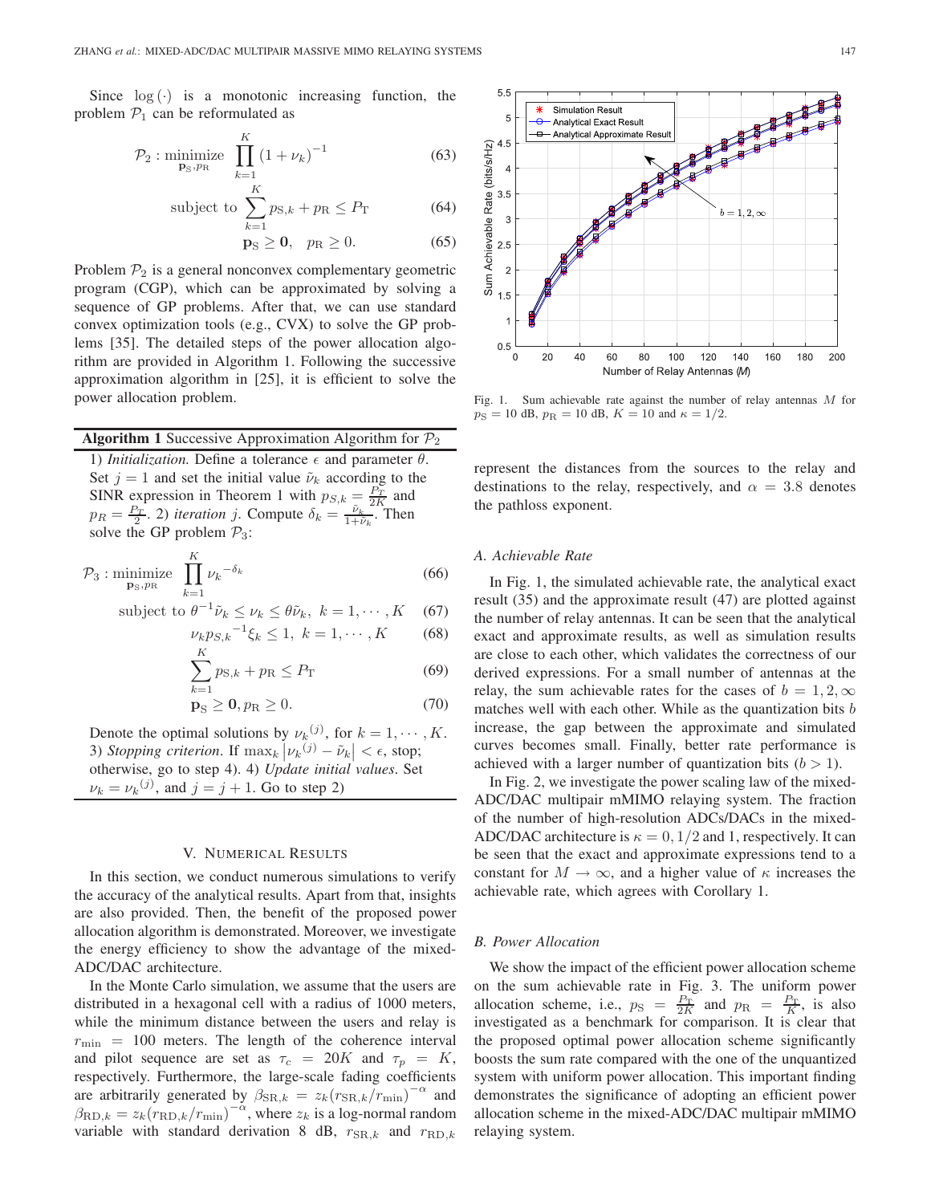Since $\log(\cdot)$ is a monotonic increasing function, the problem $\mathcal{P}_1$ can be reformulated as

$$\mathcal{P}_2 : \underset{\mathbf{p}_{\rm S}, p_{\rm R}}{\text{minimize}} \quad \prod_{k=1}^{K} (1+\nu_k)^{-1} \tag{63}$$

$$\text{subject to} \quad \sum_{k=1}^{K} p_{{\rm S},k} + p_{\rm R} \leq P_{\rm T} \tag{64}$$

$$\mathbf{p}_{\rm S} \geq \mathbf{0}, \quad p_{\rm R} \geq 0. \tag{65}$$

Problem $\mathcal{P}_2$ is a general nonconvex complementary geometric program (CGP), which can be approximated by solving a sequence of GP problems. After that, we can use standard convex optimization tools (e.g., CVX) to solve the GP problems [35]. The detailed steps of the power allocation algorithm are provided in Algorithm 1. Following the successive approximation algorithm in [25], it is efficient to solve the power allocation problem.

---

**Algorithm 1** Successive Approximation Algorithm for $\mathcal{P}_2$

---

1) *Initialization.* Define a tolerance $\epsilon$ and parameter $\theta$. Set $j=1$ and set the initial value $\tilde{\nu}_k$ according to the SINR expression in Theorem 1 with $p_{S,k} = \frac{P_T}{2K}$ and $p_R = \frac{P_T}{2}$. 2) *iteration* $j$. Compute $\delta_k = \frac{\tilde{\nu}_k}{1+\tilde{\nu}_k}$. Then solve the GP problem $\mathcal{P}_3$:

$$\mathcal{P}_3 : \underset{\mathbf{p}_{\rm S}, p_{\rm R}}{\text{minimize}} \quad \prod_{k=1}^{K} {\nu_k}^{-\delta_k} \tag{66}$$

$$\text{subject to} \quad \theta^{-1}\tilde{\nu}_k \leq \nu_k \leq \theta\tilde{\nu}_k, \ k=1,\cdots,K \tag{67}$$

$$\nu_k {p_{S,k}}^{-1}\xi_k \leq 1, \ k=1,\cdots,K \tag{68}$$

$$\sum_{k=1}^{K} p_{{\rm S},k} + p_R \leq P_{\rm T} \tag{69}$$

$$\mathbf{p}_{\rm S} \geq \mathbf{0}, p_R \geq 0. \tag{70}$$

Denote the optimal solutions by ${\nu_k}^{(j)}$, for $k=1,\cdots,K$. 3) *Stopping criterion*. If $\max_k \left|{\nu_k}^{(j)} - \tilde{\nu}_k\right| < \epsilon$, stop; otherwise, go to step 4). 4) *Update initial values*. Set $\nu_k = {\nu_k}^{(j)}$, and $j=j+1$. Go to step 2)

---

## V. Numerical Results

In this section, we conduct numerous simulations to verify the accuracy of the analytical results. Apart from that, insights are also provided. Then, the benefit of the proposed power allocation algorithm is demonstrated. Moreover, we investigate the energy efficiency to show the advantage of the mixed-ADC/DAC architecture.

In the Monte Carlo simulation, we assume that the users are distributed in a hexagonal cell with a radius of 1000 meters, while the minimum distance between the users and relay is $r_{\min} = 100$ meters. The length of the coherence interval and pilot sequence are set as $\tau_c = 20K$ and $\tau_p = K$, respectively. Furthermore, the large-scale fading coefficients are arbitrarily generated by $\beta_{{\rm SR},k} = z_k (r_{{\rm SR},k}/r_{\min})^{-\alpha}$ and $\beta_{{\rm RD},k} = z_k (r_{{\rm RD},k}/r_{\min})^{-\alpha}$, where $z_k$ is a log-normal random variable with standard derivation 8 dB, $r_{{\rm SR},k}$ and $r_{{\rm RD},k}$ represent the distances from the sources to the relay and destinations to the relay, respectively, and $\alpha = 3.8$ denotes the pathloss exponent.

Fig. 1. Sum achievable rate against the number of relay antennas $M$ for $p_{\rm S} = 10$ dB, $p_{\rm R} = 10$ dB, $K = 10$ and $\kappa = 1/2$.

### A. Achievable Rate

In Fig. 1, the simulated achievable rate, the analytical exact result (35) and the approximate result (47) are plotted against the number of relay antennas. It can be seen that the analytical exact and approximate results, as well as simulation results are close to each other, which validates the correctness of our derived expressions. For a small number of antennas at the relay, the sum achievable rates for the cases of $b = 1, 2, \infty$ matches well with each other. While as the quantization bits $b$ increase, the gap between the approximate and simulated curves becomes small. Finally, better rate performance is achieved with a larger number of quantization bits ($b > 1$).

In Fig. 2, we investigate the power scaling law of the mixed-ADC/DAC multipair mMIMO relaying system. The fraction of the number of high-resolution ADCs/DACs in the mixed-ADC/DAC architecture is $\kappa = 0, 1/2$ and 1, respectively. It can be seen that the exact and approximate expressions tend to a constant for $M \to \infty$, and a higher value of $\kappa$ increases the achievable rate, which agrees with Corollary 1.

### B. Power Allocation

We show the impact of the efficient power allocation scheme on the sum achievable rate in Fig. 3. The uniform power allocation scheme, i.e., $p_{\rm S} = \frac{P_{\rm T}}{2K}$ and $p_{\rm R} = \frac{P_{\rm T}}{K}$, is also investigated as a benchmark for comparison. It is clear that the proposed optimal power allocation scheme significantly boosts the sum rate compared with the one of the unquantized system with uniform power allocation. This important finding demonstrates the significance of adopting an efficient power allocation scheme in the mixed-ADC/DAC multipair mMIMO relaying system.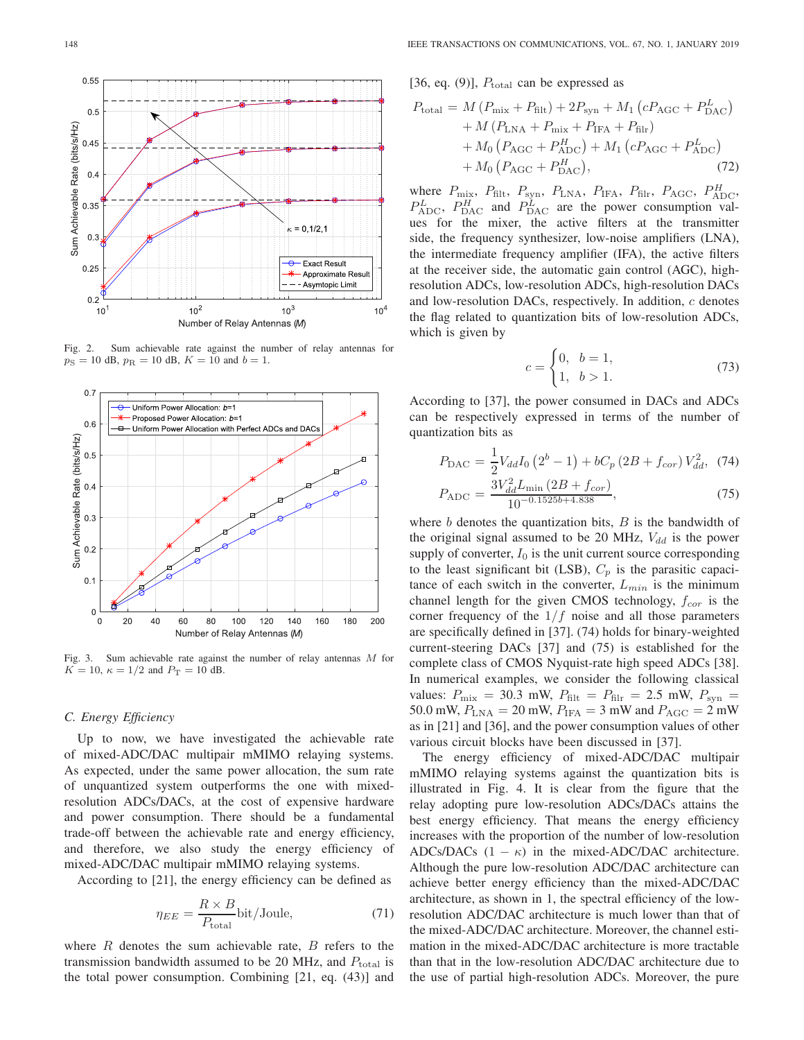Fig. 2. Sum achievable rate against the number of relay antennas for $p_S = 10$ dB, $p_R = 10$ dB, $K = 10$ and $b = 1$.

Fig. 3. Sum achievable rate against the number of relay antennas $M$ for $K = 10$, $\kappa = 1/2$ and $P_T = 10$ dB.

### C. Energy Efficiency

Up to now, we have investigated the achievable rate of mixed-ADC/DAC multipair mMIMO relaying systems. As expected, under the same power allocation, the sum rate of unquantized system outperforms the one with mixed-resolution ADCs/DACs, at the cost of expensive hardware and power consumption. There should be a fundamental trade-off between the achievable rate and energy efficiency, and therefore, we also study the energy efficiency of mixed-ADC/DAC multipair mMIMO relaying systems.

According to [21], the energy efficiency can be defined as

$$\eta_{EE} = \frac{R \times B}{P_{\text{total}}} \text{bit/Joule}, \tag{71}$$

where $R$ denotes the sum achievable rate, $B$ refers to the transmission bandwidth assumed to be 20 MHz, and $P_{\text{total}}$ is the total power consumption. Combining [21, eq. (43)] and [36, eq. (9)], $P_{\text{total}}$ can be expressed as

$$\begin{aligned} P_{\text{total}} = & \, M\left(P_{\text{mix}} + P_{\text{filt}}\right) + 2P_{\text{syn}} + M_1\left(cP_{\text{AGC}} + P_{\text{DAC}}^L\right) \\ & + M\left(P_{\text{LNA}} + P_{\text{mix}} + P_{\text{IFA}} + P_{\text{filr}}\right) \\ & + M_0\left(P_{\text{AGC}} + P_{\text{ADC}}^H\right) + M_1\left(cP_{\text{AGC}} + P_{\text{ADC}}^L\right) \\ & + M_0\left(P_{\text{AGC}} + P_{\text{DAC}}^H\right), \end{aligned} \tag{72}$$

where $P_{\text{mix}}$, $P_{\text{filt}}$, $P_{\text{syn}}$, $P_{\text{LNA}}$, $P_{\text{IFA}}$, $P_{\text{filr}}$, $P_{\text{AGC}}$, $P_{\text{ADC}}^H$, $P_{\text{ADC}}^L$, $P_{\text{DAC}}^H$ and $P_{\text{DAC}}^L$ are the power consumption values for the mixer, the active filters at the transmitter side, the frequency synthesizer, low-noise amplifiers (LNA), the intermediate frequency amplifier (IFA), the active filters at the receiver side, the automatic gain control (AGC), high-resolution ADCs, low-resolution ADCs, high-resolution DACs and low-resolution DACs, respectively. In addition, $c$ denotes the flag related to quantization bits of low-resolution ADCs, which is given by

$$c = \begin{cases} 0, & b = 1, \\ 1, & b > 1. \end{cases} \tag{73}$$

According to [37], the power consumed in DACs and ADCs can be respectively expressed in terms of the number of quantization bits as

$$P_{\text{DAC}} = \frac{1}{2}V_{dd}I_0\left(2^b - 1\right) + bC_p\left(2B + f_{cor}\right)V_{dd}^2, \tag{74}$$

$$P_{\text{ADC}} = \frac{3V_{dd}^2 L_{\min}\left(2B + f_{cor}\right)}{10^{-0.1525b + 4.838}}, \tag{75}$$

where $b$ denotes the quantization bits, $B$ is the bandwidth of the original signal assumed to be 20 MHz, $V_{dd}$ is the power supply of converter, $I_0$ is the unit current source corresponding to the least significant bit (LSB), $C_p$ is the parasitic capacitance of each switch in the converter, $L_{min}$ is the minimum channel length for the given CMOS technology, $f_{cor}$ is the corner frequency of the $1/f$ noise and all those parameters are specifically defined in [37]. (74) holds for binary-weighted current-steering DACs [37] and (75) is established for the complete class of CMOS Nyquist-rate high speed ADCs [38]. In numerical examples, we consider the following classical values: $P_{\text{mix}} = 30.3$ mW, $P_{\text{filt}} = P_{\text{filr}} = 2.5$ mW, $P_{\text{syn}} = 50.0$ mW, $P_{\text{LNA}} = 20$ mW, $P_{\text{IFA}} = 3$ mW and $P_{\text{AGC}} = 2$ mW as in [21] and [36], and the power consumption values of other various circuit blocks have been discussed in [37].

The energy efficiency of mixed-ADC/DAC multipair mMIMO relaying systems against the quantization bits is illustrated in Fig. 4. It is clear from the figure that the relay adopting pure low-resolution ADCs/DACs attains the best energy efficiency. That means the energy efficiency increases with the proportion of the number of low-resolution ADCs/DACs $(1 - \kappa)$ in the mixed-ADC/DAC architecture. Although the pure low-resolution ADC/DAC architecture can achieve better energy efficiency than the mixed-ADC/DAC architecture, as shown in 1, the spectral efficiency of the low-resolution ADC/DAC architecture is much lower than that of the mixed-ADC/DAC architecture. Moreover, the channel estimation in the mixed-ADC/DAC architecture is more tractable than that in the low-resolution ADC/DAC architecture due to the use of partial high-resolution ADCs. Moreover, the pure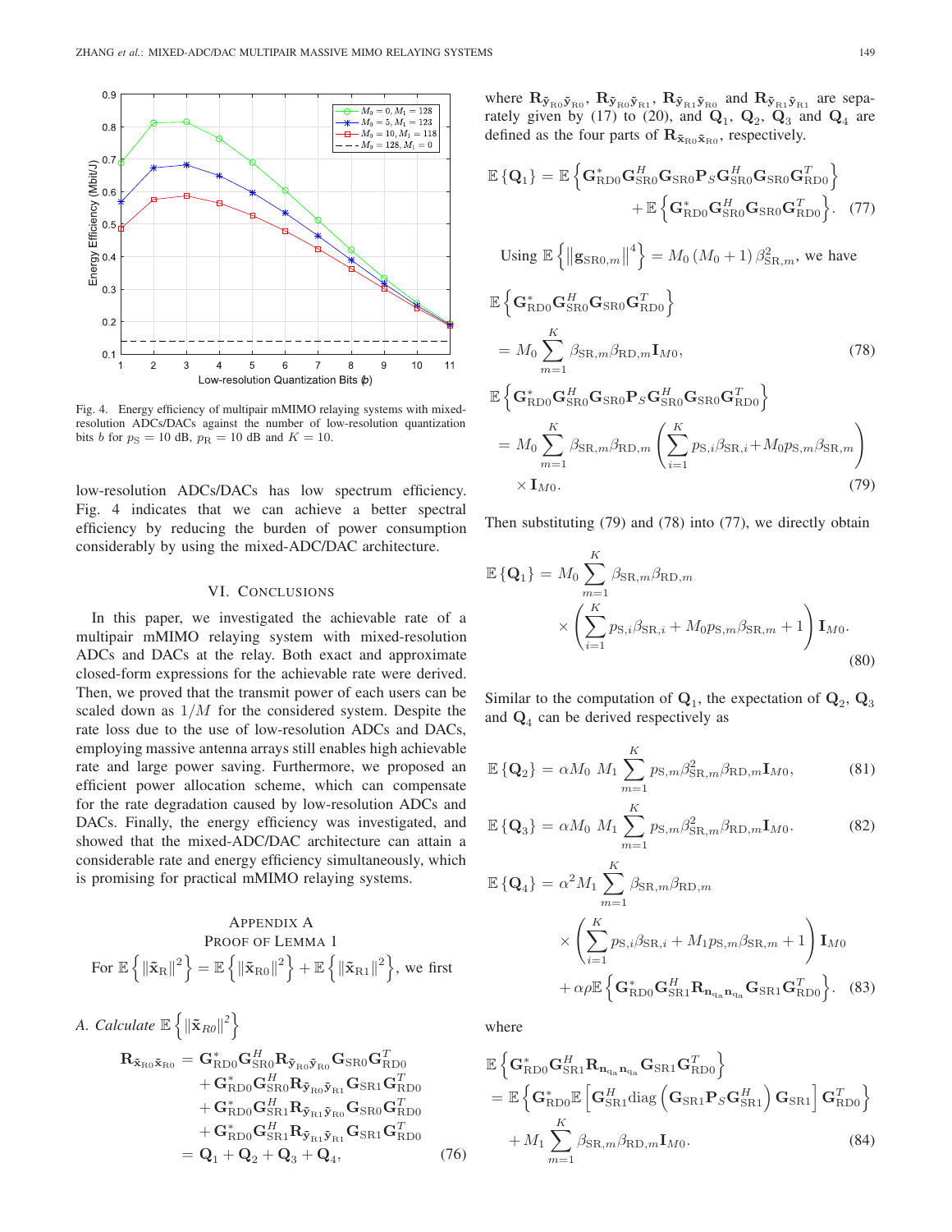Fig. 4. Energy efficiency of multipair mMIMO relaying systems with mixed-resolution ADCs/DACs against the number of low-resolution quantization bits $b$ for $p_{\rm S} = 10$ dB, $p_{\rm R} = 10$ dB and $K = 10$.

low-resolution ADCs/DACs has low spectrum efficiency. Fig. 4 indicates that we can achieve a better spectral efficiency by reducing the burden of power consumption considerably by using the mixed-ADC/DAC architecture.

## VI. Conclusions

In this paper, we investigated the achievable rate of a multipair mMIMO relaying system with mixed-resolution ADCs and DACs at the relay. Both exact and approximate closed-form expressions for the achievable rate were derived. Then, we proved that the transmit power of each users can be scaled down as $1/M$ for the considered system. Despite the rate loss due to the use of low-resolution ADCs and DACs, employing massive antenna arrays still enables high achievable rate and large power saving. Furthermore, we proposed an efficient power allocation scheme, which can compensate for the rate degradation caused by low-resolution ADCs and DACs. Finally, the energy efficiency was investigated, and showed that the mixed-ADC/DAC architecture can attain a considerable rate and energy efficiency simultaneously, which is promising for practical mMIMO relaying systems.

## Appendix A
## Proof of Lemma 1

For $\mathbb{E}\left\{\|\tilde{\mathbf{x}}_{\rm R}\|^2\right\} = \mathbb{E}\left\{\|\tilde{\mathbf{x}}_{\rm R0}\|^2\right\} + \mathbb{E}\left\{\|\tilde{\mathbf{x}}_{\rm R1}\|^2\right\}$, we first

### *A. Calculate* $\mathbb{E}\left\{\|\tilde{\mathbf{x}}_{R0}\|^2\right\}$

$$
\begin{aligned}
\mathbf{R}_{\tilde{\mathbf{x}}_{\rm R0}\tilde{\mathbf{x}}_{\rm R0}} &= \mathbf{G}_{\rm RD0}^{*}\mathbf{G}_{\rm SR0}^{H}\mathbf{R}_{\tilde{\mathbf{y}}_{\rm R0}\tilde{\mathbf{y}}_{\rm R0}}\mathbf{G}_{\rm SR0}\mathbf{G}_{\rm RD0}^{T} \\
&\quad + \mathbf{G}_{\rm RD0}^{*}\mathbf{G}_{\rm SR0}^{H}\mathbf{R}_{\tilde{\mathbf{y}}_{\rm R0}\tilde{\mathbf{y}}_{\rm R1}}\mathbf{G}_{\rm SR1}\mathbf{G}_{\rm RD0}^{T} \\
&\quad + \mathbf{G}_{\rm RD0}^{*}\mathbf{G}_{\rm SR1}^{H}\mathbf{R}_{\tilde{\mathbf{y}}_{\rm R1}\tilde{\mathbf{y}}_{\rm R0}}\mathbf{G}_{\rm SR0}\mathbf{G}_{\rm RD0}^{T} \\
&\quad + \mathbf{G}_{\rm RD0}^{*}\mathbf{G}_{\rm SR1}^{H}\mathbf{R}_{\tilde{\mathbf{y}}_{\rm R1}\tilde{\mathbf{y}}_{\rm R1}}\mathbf{G}_{\rm SR1}\mathbf{G}_{\rm RD0}^{T} \\
&= \mathbf{Q}_1 + \mathbf{Q}_2 + \mathbf{Q}_3 + \mathbf{Q}_4,
\end{aligned} \tag{76}
$$

where $\mathbf{R}_{\tilde{\mathbf{y}}_{\rm R0}\tilde{\mathbf{y}}_{\rm R0}}$, $\mathbf{R}_{\tilde{\mathbf{y}}_{\rm R0}\tilde{\mathbf{y}}_{\rm R1}}$, $\mathbf{R}_{\tilde{\mathbf{y}}_{\rm R1}\tilde{\mathbf{y}}_{\rm R0}}$ and $\mathbf{R}_{\tilde{\mathbf{y}}_{\rm R1}\tilde{\mathbf{y}}_{\rm R1}}$ are separately given by (17) to (20), and $\mathbf{Q}_1$, $\mathbf{Q}_2$, $\mathbf{Q}_3$ and $\mathbf{Q}_4$ are defined as the four parts of $\mathbf{R}_{\tilde{\mathbf{x}}_{\rm R0}\tilde{\mathbf{x}}_{\rm R0}}$, respectively.

$$
\begin{aligned}
\mathbb{E}\{\mathbf{Q}_1\} &= \mathbb{E}\left\{\mathbf{G}_{\rm RD0}^{*}\mathbf{G}_{\rm SR0}^{H}\mathbf{G}_{\rm SR0}\mathbf{P}_S\mathbf{G}_{\rm SR0}^{H}\mathbf{G}_{\rm SR0}\mathbf{G}_{\rm RD0}^{T}\right\} \\
&\quad + \mathbb{E}\left\{\mathbf{G}_{\rm RD0}^{*}\mathbf{G}_{\rm SR0}^{H}\mathbf{G}_{\rm SR0}\mathbf{G}_{\rm RD0}^{T}\right\}.
\end{aligned} \tag{77}
$$

Using $\mathbb{E}\left\{\left\|\mathbf{g}_{{\rm SR0},m}\right\|^4\right\} = M_0\left(M_0+1\right)\beta_{{\rm SR},m}^2$, we have

$$
\begin{aligned}
&\mathbb{E}\left\{\mathbf{G}_{\rm RD0}^{*}\mathbf{G}_{\rm SR0}^{H}\mathbf{G}_{\rm SR0}\mathbf{G}_{\rm RD0}^{T}\right\} \\
&= M_0\sum_{m=1}^{K}\beta_{{\rm SR},m}\beta_{{\rm RD},m}\mathbf{I}_{M0},
\end{aligned} \tag{78}
$$

$$
\begin{aligned}
&\mathbb{E}\left\{\mathbf{G}_{\rm RD0}^{*}\mathbf{G}_{\rm SR0}^{H}\mathbf{G}_{\rm SR0}\mathbf{P}_S\mathbf{G}_{\rm SR0}^{H}\mathbf{G}_{\rm SR0}\mathbf{G}_{\rm RD0}^{T}\right\} \\
&= M_0\sum_{m=1}^{K}\beta_{{\rm SR},m}\beta_{{\rm RD},m}\left(\sum_{i=1}^{K}p_{{\rm S},i}\beta_{{\rm SR},i} + M_0 p_{{\rm S},m}\beta_{{\rm SR},m}\right) \\
&\quad \times \mathbf{I}_{M0}.
\end{aligned} \tag{79}
$$

Then substituting (79) and (78) into (77), we directly obtain

$$
\begin{aligned}
\mathbb{E}\{\mathbf{Q}_1\} &= M_0\sum_{m=1}^{K}\beta_{{\rm SR},m}\beta_{{\rm RD},m} \\
&\quad \times \left(\sum_{i=1}^{K}p_{{\rm S},i}\beta_{{\rm SR},i} + M_0 p_{{\rm S},m}\beta_{{\rm SR},m} + 1\right)\mathbf{I}_{M0}.
\end{aligned} \tag{80}
$$

Similar to the computation of $\mathbf{Q}_1$, the expectation of $\mathbf{Q}_2$, $\mathbf{Q}_3$ and $\mathbf{Q}_4$ can be derived respectively as

$$
\mathbb{E}\{\mathbf{Q}_2\} = \alpha M_0\ M_1\sum_{m=1}^{K}p_{{\rm S},m}\beta_{{\rm SR},m}^2\beta_{{\rm RD},m}\mathbf{I}_{M0}, \tag{81}
$$

$$
\mathbb{E}\{\mathbf{Q}_3\} = \alpha M_0\ M_1\sum_{m=1}^{K}p_{{\rm S},m}\beta_{{\rm SR},m}^2\beta_{{\rm RD},m}\mathbf{I}_{M0}. \tag{82}
$$

$$
\begin{aligned}
\mathbb{E}\{\mathbf{Q}_4\} &= \alpha^2 M_1\sum_{m=1}^{K}\beta_{{\rm SR},m}\beta_{{\rm RD},m} \\
&\quad \times \left(\sum_{i=1}^{K}p_{{\rm S},i}\beta_{{\rm SR},i} + M_1 p_{{\rm S},m}\beta_{{\rm SR},m} + 1\right)\mathbf{I}_{M0} \\
&\quad + \alpha\rho\mathbb{E}\left\{\mathbf{G}_{\rm RD0}^{*}\mathbf{G}_{\rm SR1}^{H}\mathbf{R}_{\mathbf{n}_{\rm qa}\mathbf{n}_{\rm qa}}\mathbf{G}_{\rm SR1}\mathbf{G}_{\rm RD0}^{T}\right\}.
\end{aligned} \tag{83}
$$

where

$$
\begin{aligned}
&\mathbb{E}\left\{\mathbf{G}_{\rm RD0}^{*}\mathbf{G}_{\rm SR1}^{H}\mathbf{R}_{\mathbf{n}_{\rm qa}\mathbf{n}_{\rm qa}}\mathbf{G}_{\rm SR1}\mathbf{G}_{\rm RD0}^{T}\right\} \\
&= \mathbb{E}\left\{\mathbf{G}_{\rm RD0}^{*}\mathbb{E}\left[\mathbf{G}_{\rm SR1}^{H}{\rm diag}\left(\mathbf{G}_{\rm SR1}\mathbf{P}_S\mathbf{G}_{\rm SR1}^{H}\right)\mathbf{G}_{\rm SR1}\right]\mathbf{G}_{\rm RD0}^{T}\right\} \\
&\quad + M_1\sum_{m=1}^{K}\beta_{{\rm SR},m}\beta_{{\rm RD},m}\mathbf{I}_{M0}.
\end{aligned} \tag{84}
$$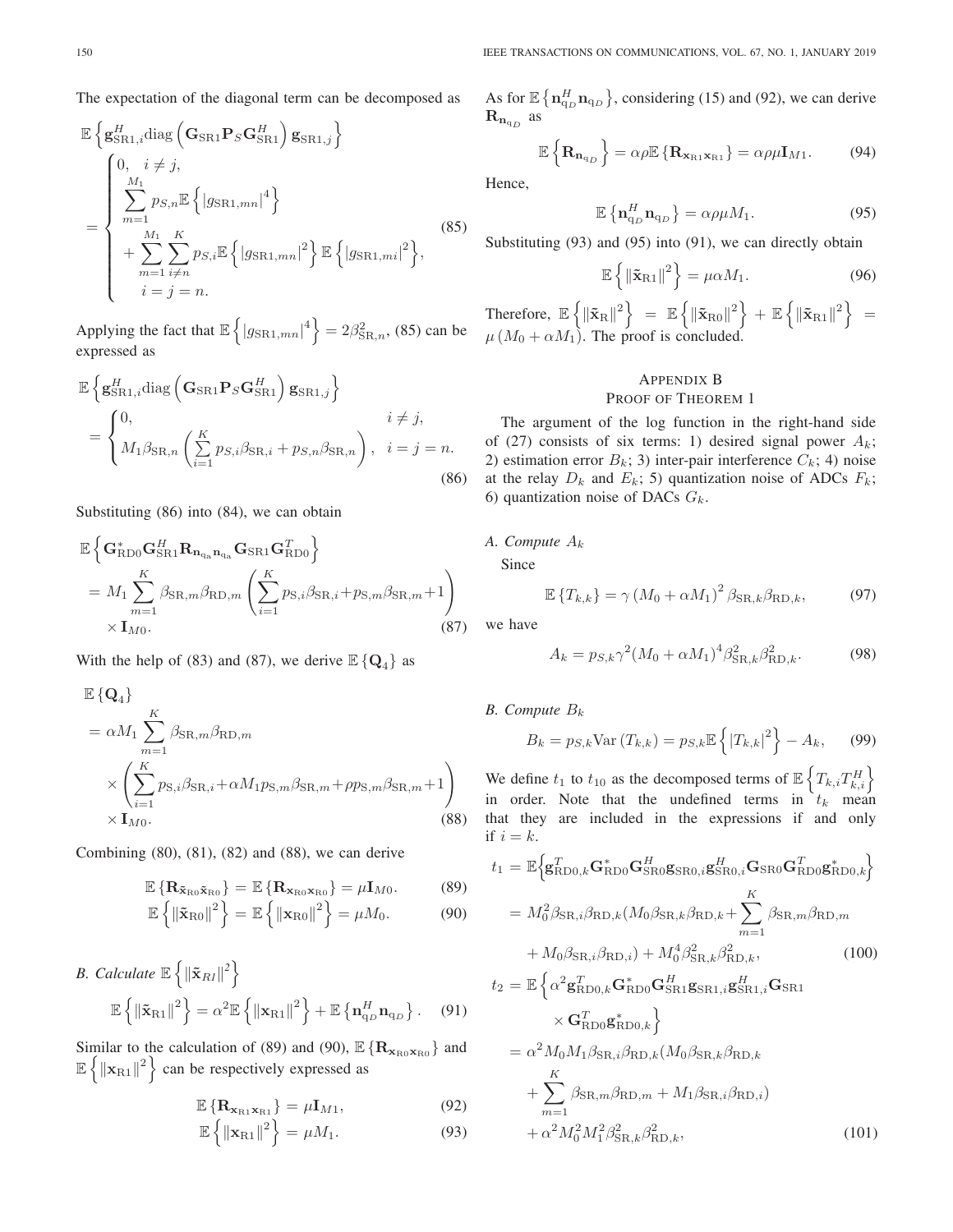The expectation of the diagonal term can be decomposed as

$$\mathbb{E}\left\{\mathbf{g}_{\mathrm{SR1},i}^{H}\mathrm{diag}\left(\mathbf{G}_{\mathrm{SR1}}\mathbf{P}_{S}\mathbf{G}_{\mathrm{SR1}}^{H}\right)\mathbf{g}_{\mathrm{SR1},j}\right\} = \begin{cases} 0, \quad i \neq j, \\ \sum_{m=1}^{M_1} p_{S,n}\mathbb{E}\left\{\left|g_{\mathrm{SR1},mn}\right|^4\right\} \\ + \sum_{m=1}^{M_1}\sum_{i\neq n}^{K} p_{S,i}\mathbb{E}\left\{\left|g_{\mathrm{SR1},mn}\right|^2\right\}\mathbb{E}\left\{\left|g_{\mathrm{SR1},mi}\right|^2\right\}, \\ \quad i=j=n. \end{cases} \tag{85}$$

Applying the fact that $\mathbb{E}\left\{\left|g_{\mathrm{SR1},mn}\right|^4\right\} = 2\beta_{\mathrm{SR},n}^2$, (85) can be expressed as

$$\mathbb{E}\left\{\mathbf{g}_{\mathrm{SR1},i}^{H}\mathrm{diag}\left(\mathbf{G}_{\mathrm{SR1}}\mathbf{P}_{S}\mathbf{G}_{\mathrm{SR1}}^{H}\right)\mathbf{g}_{\mathrm{SR1},j}\right\} = \begin{cases} 0, & i \neq j, \\ M_1\beta_{\mathrm{SR},n}\left(\sum_{i=1}^{K} p_{S,i}\beta_{\mathrm{SR},i} + p_{S,n}\beta_{\mathrm{SR},n}\right), & i=j=n. \end{cases} \tag{86}$$

Substituting (86) into (84), we can obtain

$$\mathbb{E}\left\{\mathbf{G}_{\mathrm{RD0}}^{*}\mathbf{G}_{\mathrm{SR1}}^{H}\mathbf{R}_{\mathbf{n}_{\mathrm{q_a}}\mathbf{n}_{\mathrm{q_a}}}\mathbf{G}_{\mathrm{SR1}}\mathbf{G}_{\mathrm{RD0}}^{T}\right\} = M_1\sum_{m=1}^{K}\beta_{\mathrm{SR},m}\beta_{\mathrm{RD},m}\left(\sum_{i=1}^{K}p_{\mathrm{S},i}\beta_{\mathrm{SR},i}+p_{\mathrm{S},m}\beta_{\mathrm{SR},m}+1\right) \times \mathbf{I}_{M0}. \tag{87}$$

With the help of (83) and (87), we derive $\mathbb{E}\{\mathbf{Q}_4\}$ as

$$\mathbb{E}\{\mathbf{Q}_4\} = \alpha M_1\sum_{m=1}^{K}\beta_{\mathrm{SR},m}\beta_{\mathrm{RD},m} \times\left(\sum_{i=1}^{K}p_{\mathrm{S},i}\beta_{\mathrm{SR},i}+\alpha M_1 p_{\mathrm{S},m}\beta_{\mathrm{SR},m}+\rho p_{\mathrm{S},m}\beta_{\mathrm{SR},m}+1\right) \times \mathbf{I}_{M0}. \tag{88}$$

Combining (80), (81), (82) and (88), we can derive

$$\mathbb{E}\{\mathbf{R}_{\tilde{\mathbf{x}}_{\mathrm{R0}}\tilde{\mathbf{x}}_{\mathrm{R0}}}\} = \mathbb{E}\{\mathbf{R}_{\mathbf{x}_{\mathrm{R0}}\mathbf{x}_{\mathrm{R0}}}\} = \mu\mathbf{I}_{M0}. \tag{89}$$

$$\mathbb{E}\left\{\|\tilde{\mathbf{x}}_{\mathrm{R0}}\|^2\right\} = \mathbb{E}\left\{\|\mathbf{x}_{\mathrm{R0}}\|^2\right\} = \mu M_0. \tag{90}$$

### B. Calculate $\mathbb{E}\left\{\|\tilde{\mathbf{x}}_{RI}\|^2\right\}$

$$\mathbb{E}\left\{\|\tilde{\mathbf{x}}_{\mathrm{R1}}\|^2\right\} = \alpha^2\mathbb{E}\left\{\|\mathbf{x}_{\mathrm{R1}}\|^2\right\} + \mathbb{E}\left\{\mathbf{n}_{\mathrm{q}_D}^{H}\mathbf{n}_{\mathrm{q}_D}\right\}. \tag{91}$$

Similar to the calculation of (89) and (90), $\mathbb{E}\{\mathbf{R}_{\mathbf{x}_{\mathrm{R0}}\mathbf{x}_{\mathrm{R0}}}\}$ and $\mathbb{E}\left\{\|\mathbf{x}_{\mathrm{R1}}\|^2\right\}$ can be respectively expressed as

$$\mathbb{E}\{\mathbf{R}_{\mathbf{x}_{\mathrm{R1}}\mathbf{x}_{\mathrm{R1}}}\} = \mu\mathbf{I}_{M1}, \tag{92}$$

$$\mathbb{E}\left\{\|\mathbf{x}_{\mathrm{R1}}\|^2\right\} = \mu M_1. \tag{93}$$

As for $\mathbb{E}\left\{\mathbf{n}_{\mathrm{q}_D}^{H}\mathbf{n}_{\mathrm{q}_D}\right\}$, considering (15) and (92), we can derive $\mathbf{R}_{\mathbf{n}_{\mathrm{q}_D}}$ as

$$\mathbb{E}\left\{\mathbf{R}_{\mathbf{n}_{\mathrm{q}_D}}\right\} = \alpha\rho\mathbb{E}\{\mathbf{R}_{\mathbf{x}_{\mathrm{R1}}\mathbf{x}_{\mathrm{R1}}}\} = \alpha\rho\mu\mathbf{I}_{M1}. \tag{94}$$

Hence,

$$\mathbb{E}\left\{\mathbf{n}_{\mathrm{q}_D}^{H}\mathbf{n}_{\mathrm{q}_D}\right\} = \alpha\rho\mu M_1. \tag{95}$$

Substituting (93) and (95) into (91), we can directly obtain

$$\mathbb{E}\left\{\|\tilde{\mathbf{x}}_{\mathrm{R1}}\|^2\right\} = \mu\alpha M_1. \tag{96}$$

Therefore, $\mathbb{E}\left\{\|\tilde{\mathbf{x}}_{\mathrm{R}}\|^2\right\} = \mathbb{E}\left\{\|\tilde{\mathbf{x}}_{\mathrm{R0}}\|^2\right\} + \mathbb{E}\left\{\|\tilde{\mathbf{x}}_{\mathrm{R1}}\|^2\right\} = \mu\left(M_0+\alpha M_1\right)$. The proof is concluded.

## APPENDIX B
## PROOF OF THEOREM 1

The argument of the log function in the right-hand side of (27) consists of six terms: 1) desired signal power $A_k$; 2) estimation error $B_k$; 3) inter-pair interference $C_k$; 4) noise at the relay $D_k$ and $E_k$; 5) quantization noise of ADCs $F_k$; 6) quantization noise of DACs $G_k$.

### A. Compute $A_k$

Since

$$\mathbb{E}\{T_{k,k}\} = \gamma\left(M_0+\alpha M_1\right)^2\beta_{\mathrm{SR},k}\beta_{\mathrm{RD},k}, \tag{97}$$

we have

$$A_k = p_{S,k}\gamma^2(M_0+\alpha M_1)^4\beta_{\mathrm{SR},k}^2\beta_{\mathrm{RD},k}^2. \tag{98}$$

### B. Compute $B_k$

$$B_k = p_{S,k}\mathrm{Var}\left(T_{k,k}\right) = p_{S,k}\mathbb{E}\left\{\left|T_{k,k}\right|^2\right\} - A_k, \tag{99}$$

We define $t_1$ to $t_{10}$ as the decomposed terms of $\mathbb{E}\left\{T_{k,i}T_{k,i}^{H}\right\}$ in order. Note that the undefined terms in $t_k$ mean that they are included in the expressions if and only if $i=k$.

$$t_1 = \mathbb{E}\Big\{\mathbf{g}_{\mathrm{RD0},k}^{T}\mathbf{G}_{\mathrm{RD0}}^{*}\mathbf{G}_{\mathrm{SR0}}^{H}\mathbf{g}_{\mathrm{SR0},i}\mathbf{g}_{\mathrm{SR0},i}^{H}\mathbf{G}_{\mathrm{SR0}}\mathbf{G}_{\mathrm{RD0}}^{T}\mathbf{g}_{\mathrm{RD0},k}^{*}\Big\} = M_0^2\beta_{\mathrm{SR},i}\beta_{\mathrm{RD},k}(M_0\beta_{\mathrm{SR},k}\beta_{\mathrm{RD},k}+\sum_{m=1}^{K}\beta_{\mathrm{SR},m}\beta_{\mathrm{RD},m} + M_0\beta_{\mathrm{SR},i}\beta_{\mathrm{RD},i}) + M_0^4\beta_{\mathrm{SR},k}^2\beta_{\mathrm{RD},k}^2, \tag{100}$$

$$t_2 = \mathbb{E}\Big\{\alpha^2\mathbf{g}_{\mathrm{RD0},k}^{T}\mathbf{G}_{\mathrm{RD0}}^{*}\mathbf{G}_{\mathrm{SR1}}^{H}\mathbf{g}_{\mathrm{SR1},i}\mathbf{g}_{\mathrm{SR1},i}^{H}\mathbf{G}_{\mathrm{SR1}} \times\mathbf{G}_{\mathrm{RD0}}^{T}\mathbf{g}_{\mathrm{RD0},k}^{*}\Big\} = \alpha^2 M_0 M_1\beta_{\mathrm{SR},i}\beta_{\mathrm{RD},k}(M_0\beta_{\mathrm{SR},k}\beta_{\mathrm{RD},k} + \sum_{m=1}^{K}\beta_{\mathrm{SR},m}\beta_{\mathrm{RD},m} + M_1\beta_{\mathrm{SR},i}\beta_{\mathrm{RD},i}) + \alpha^2 M_0^2 M_1^2\beta_{\mathrm{SR},k}^2\beta_{\mathrm{RD},k}^2, \tag{101}$$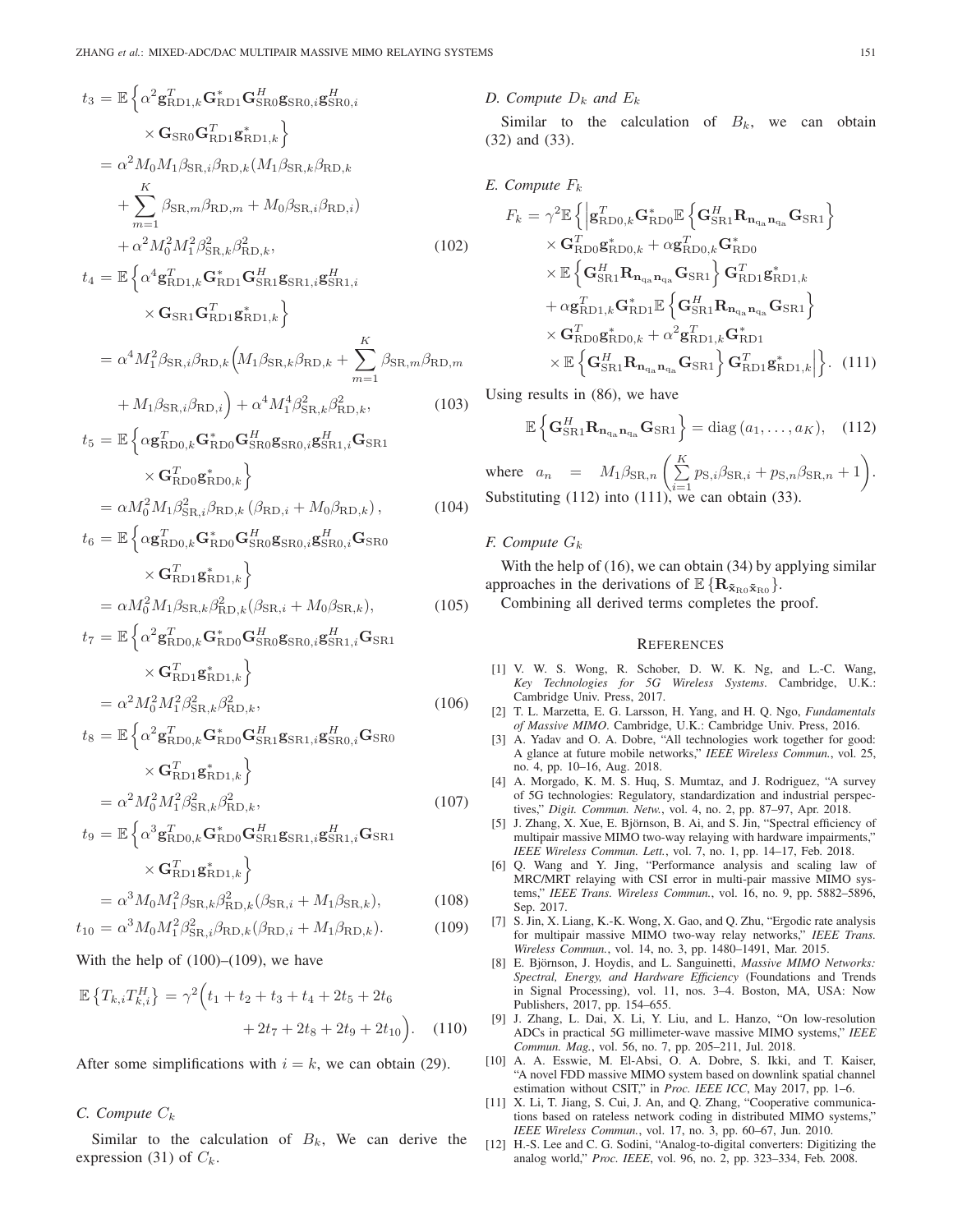$$
\begin{aligned}
t_3 &= \mathbb{E}\Big\{\alpha^2 \mathbf{g}_{\mathrm{RD1},k}^T \mathbf{G}_{\mathrm{RD1}}^* \mathbf{G}_{\mathrm{SR0}}^H \mathbf{g}_{\mathrm{SR0},i} \mathbf{g}_{\mathrm{SR0},i}^H \\
&\qquad \times \mathbf{G}_{\mathrm{SR0}} \mathbf{G}_{\mathrm{RD1}}^T \mathbf{g}_{\mathrm{RD1},k}^* \Big\} \\
&= \alpha^2 M_0 M_1 \beta_{\mathrm{SR},i} \beta_{\mathrm{RD},k} (M_1 \beta_{\mathrm{SR},k} \beta_{\mathrm{RD},k} \\
&\quad + \sum_{m=1}^{K} \beta_{\mathrm{SR},m} \beta_{\mathrm{RD},m} + M_0 \beta_{\mathrm{SR},i} \beta_{\mathrm{RD},i}) \\
&\quad + \alpha^2 M_0^2 M_1^2 \beta_{\mathrm{SR},k}^2 \beta_{\mathrm{RD},k}^2, \qquad (102)
\end{aligned}
$$

$$
\begin{aligned}
t_4 &= \mathbb{E}\Big\{\alpha^4 \mathbf{g}_{\mathrm{RD1},k}^T \mathbf{G}_{\mathrm{RD1}}^* \mathbf{G}_{\mathrm{SR1}}^H \mathbf{g}_{\mathrm{SR1},i} \mathbf{g}_{\mathrm{SR1},i}^H \\
&\qquad \times \mathbf{G}_{\mathrm{SR1}} \mathbf{G}_{\mathrm{RD1}}^T \mathbf{g}_{\mathrm{RD1},k}^* \Big\} \\
&= \alpha^4 M_1^2 \beta_{\mathrm{SR},i} \beta_{\mathrm{RD},k} \Big( M_1 \beta_{\mathrm{SR},k} \beta_{\mathrm{RD},k} + \sum_{m=1}^{K} \beta_{\mathrm{SR},m} \beta_{\mathrm{RD},m} \\
&\quad + M_1 \beta_{\mathrm{SR},i} \beta_{\mathrm{RD},i} \Big) + \alpha^4 M_1^4 \beta_{\mathrm{SR},k}^2 \beta_{\mathrm{RD},k}^2, \qquad (103)
\end{aligned}
$$

$$
\begin{aligned}
t_5 &= \mathbb{E}\Big\{\alpha \mathbf{g}_{\mathrm{RD0},k}^T \mathbf{G}_{\mathrm{RD0}}^* \mathbf{G}_{\mathrm{SR0}}^H \mathbf{g}_{\mathrm{SR0},i} \mathbf{g}_{\mathrm{SR1},i}^H \mathbf{G}_{\mathrm{SR1}} \\
&\qquad \times \mathbf{G}_{\mathrm{RD0}}^T \mathbf{g}_{\mathrm{RD0},k}^* \Big\} \\
&= \alpha M_0^2 M_1 \beta_{\mathrm{SR},i}^2 \beta_{\mathrm{RD},k} \left( \beta_{\mathrm{RD},i} + M_0 \beta_{\mathrm{RD},k} \right), \qquad (104)
\end{aligned}
$$

$$
\begin{aligned}
t_6 &= \mathbb{E}\Big\{\alpha \mathbf{g}_{\mathrm{RD0},k}^T \mathbf{G}_{\mathrm{RD0}}^* \mathbf{G}_{\mathrm{SR0}}^H \mathbf{g}_{\mathrm{SR0},i} \mathbf{g}_{\mathrm{SR0},i}^H \mathbf{G}_{\mathrm{SR0}} \\
&\qquad \times \mathbf{G}_{\mathrm{RD1}}^T \mathbf{g}_{\mathrm{RD1},k}^* \Big\} \\
&= \alpha M_0^2 M_1 \beta_{\mathrm{SR},k} \beta_{\mathrm{RD},k}^2 (\beta_{\mathrm{SR},i} + M_0 \beta_{\mathrm{SR},k}), \qquad (105)
\end{aligned}
$$

$$
\begin{aligned}
t_7 &= \mathbb{E}\Big\{\alpha^2 \mathbf{g}_{\mathrm{RD0},k}^T \mathbf{G}_{\mathrm{RD0}}^* \mathbf{G}_{\mathrm{SR0}}^H \mathbf{g}_{\mathrm{SR0},i} \mathbf{g}_{\mathrm{SR1},i}^H \mathbf{G}_{\mathrm{SR1}} \\
&\qquad \times \mathbf{G}_{\mathrm{RD1}}^T \mathbf{g}_{\mathrm{RD1},k}^* \Big\} \\
&= \alpha^2 M_0^2 M_1^2 \beta_{\mathrm{SR},k}^2 \beta_{\mathrm{RD},k}^2, \qquad (106)
\end{aligned}
$$

$$
\begin{aligned}
t_8 &= \mathbb{E}\Big\{\alpha^2 \mathbf{g}_{\mathrm{RD0},k}^T \mathbf{G}_{\mathrm{RD0}}^* \mathbf{G}_{\mathrm{SR1}}^H \mathbf{g}_{\mathrm{SR1},i} \mathbf{g}_{\mathrm{SR0},i}^H \mathbf{G}_{\mathrm{SR0}} \\
&\qquad \times \mathbf{G}_{\mathrm{RD1}}^T \mathbf{g}_{\mathrm{RD1},k}^* \Big\} \\
&= \alpha^2 M_0^2 M_1^2 \beta_{\mathrm{SR},k}^2 \beta_{\mathrm{RD},k}^2, \qquad (107)
\end{aligned}
$$

$$
\begin{aligned}
t_9 &= \mathbb{E}\Big\{\alpha^3 \mathbf{g}_{\mathrm{RD0},k}^T \mathbf{G}_{\mathrm{RD0}}^* \mathbf{G}_{\mathrm{SR1}}^H \mathbf{g}_{\mathrm{SR1},i} \mathbf{g}_{\mathrm{SR1},i}^H \mathbf{G}_{\mathrm{SR1}} \\
&\qquad \times \mathbf{G}_{\mathrm{RD1}}^T \mathbf{g}_{\mathrm{RD1},k}^* \Big\} \\
&= \alpha^3 M_0 M_1^2 \beta_{\mathrm{SR},k} \beta_{\mathrm{RD},k}^2 (\beta_{\mathrm{SR},i} + M_1 \beta_{\mathrm{SR},k}), \qquad (108)
\end{aligned}
$$

$$
t_{10} = \alpha^3 M_0 M_1^2 \beta_{\mathrm{SR},i}^2 \beta_{\mathrm{RD},k} (\beta_{\mathrm{RD},i} + M_1 \beta_{\mathrm{RD},k}). \qquad (109)
$$

With the help of (100)–(109), we have

$$
\mathbb{E}\left\{T_{k,i} T_{k,i}^H\right\} = \gamma^2 \Big( t_1 + t_2 + t_3 + t_4 + 2t_5 + 2t_6 + 2t_7 + 2t_8 + 2t_9 + 2t_{10} \Big). \qquad (110)
$$

After some simplifications with $i = k$, we can obtain (29).

### C. Compute $C_k$

Similar to the calculation of $B_k$, We can derive the expression (31) of $C_k$.

### D. Compute $D_k$ and $E_k$

Similar to the calculation of $B_k$, we can obtain (32) and (33).

### E. Compute $F_k$

$$
\begin{aligned}
F_k &= \gamma^2 \mathbb{E}\Big\{ \Big| \mathbf{g}_{\mathrm{RD0},k}^T \mathbf{G}_{\mathrm{RD0}}^* \mathbb{E}\left\{ \mathbf{G}_{\mathrm{SR1}}^H \mathbf{R}_{\mathbf{n}_{\mathrm{qa}} \mathbf{n}_{\mathrm{qa}}} \mathbf{G}_{\mathrm{SR1}} \right\} \\
&\quad \times \mathbf{G}_{\mathrm{RD0}}^T \mathbf{g}_{\mathrm{RD0},k}^* + \alpha \mathbf{g}_{\mathrm{RD0},k}^T \mathbf{G}_{\mathrm{RD0}}^* \\
&\quad \times \mathbb{E}\left\{ \mathbf{G}_{\mathrm{SR1}}^H \mathbf{R}_{\mathbf{n}_{\mathrm{qa}} \mathbf{n}_{\mathrm{qa}}} \mathbf{G}_{\mathrm{SR1}} \right\} \mathbf{G}_{\mathrm{RD1}}^T \mathbf{g}_{\mathrm{RD1},k}^* \\
&\quad + \alpha \mathbf{g}_{\mathrm{RD1},k}^T \mathbf{G}_{\mathrm{RD1}}^* \mathbb{E}\left\{ \mathbf{G}_{\mathrm{SR1}}^H \mathbf{R}_{\mathbf{n}_{\mathrm{qa}} \mathbf{n}_{\mathrm{qa}}} \mathbf{G}_{\mathrm{SR1}} \right\} \\
&\quad \times \mathbf{G}_{\mathrm{RD0}}^T \mathbf{g}_{\mathrm{RD0},k}^* + \alpha^2 \mathbf{g}_{\mathrm{RD1},k}^T \mathbf{G}_{\mathrm{RD1}}^* \\
&\quad \times \mathbb{E}\left\{ \mathbf{G}_{\mathrm{SR1}}^H \mathbf{R}_{\mathbf{n}_{\mathrm{qa}} \mathbf{n}_{\mathrm{qa}}} \mathbf{G}_{\mathrm{SR1}} \right\} \mathbf{G}_{\mathrm{RD1}}^T \mathbf{g}_{\mathrm{RD1},k}^* \Big| \Big\}. \qquad (111)
\end{aligned}
$$

Using results in (86), we have

$$
\mathbb{E}\left\{ \mathbf{G}_{\mathrm{SR1}}^H \mathbf{R}_{\mathbf{n}_{\mathrm{qa}} \mathbf{n}_{\mathrm{qa}}} \mathbf{G}_{\mathrm{SR1}} \right\} = \mathrm{diag}\left(a_1, \ldots, a_K\right), \qquad (112)
$$

where $a_n = M_1 \beta_{\mathrm{SR},n} \left( \sum_{i=1}^{K} p_{\mathrm{S},i} \beta_{\mathrm{SR},i} + p_{\mathrm{S},n} \beta_{\mathrm{SR},n} + 1 \right)$. Substituting (112) into (111), we can obtain (33).

### F. Compute $G_k$

With the help of (16), we can obtain (34) by applying similar approaches in the derivations of $\mathbb{E}\{\mathbf{R}_{\tilde{\mathbf{x}}_{\mathrm{R0}} \tilde{\mathbf{x}}_{\mathrm{R0}}}\}$.

Combining all derived terms completes the proof.

## REFERENCES

[1] V. W. S. Wong, R. Schober, D. W. K. Ng, and L.-C. Wang, *Key Technologies for 5G Wireless Systems*. Cambridge, U.K.: Cambridge Univ. Press, 2017.

[2] T. L. Marzetta, E. G. Larsson, H. Yang, and H. Q. Ngo, *Fundamentals of Massive MIMO*. Cambridge, U.K.: Cambridge Univ. Press, 2016.

[3] A. Yadav and O. A. Dobre, "All technologies work together for good: A glance at future mobile networks," *IEEE Wireless Commun.*, vol. 25, no. 4, pp. 10–16, Aug. 2018.

[4] A. Morgado, K. M. S. Huq, S. Mumtaz, and J. Rodriguez, "A survey of 5G technologies: Regulatory, standardization and industrial perspectives," *Digit. Commun. Netw.*, vol. 4, no. 2, pp. 87–97, Apr. 2018.

[5] J. Zhang, X. Xue, E. Björnson, B. Ai, and S. Jin, "Spectral efficiency of multipair massive MIMO two-way relaying with hardware impairments," *IEEE Wireless Commun. Lett.*, vol. 7, no. 1, pp. 14–17, Feb. 2018.

[6] Q. Wang and Y. Jing, "Performance analysis and scaling law of MRC/MRT relaying with CSI error in multi-pair massive MIMO systems," *IEEE Trans. Wireless Commun.*, vol. 16, no. 9, pp. 5882–5896, Sep. 2017.

[7] S. Jin, X. Liang, K.-K. Wong, X. Gao, and Q. Zhu, "Ergodic rate analysis for multipair massive MIMO two-way relay networks," *IEEE Trans. Wireless Commun.*, vol. 14, no. 3, pp. 1480–1491, Mar. 2015.

[8] E. Björnson, J. Hoydis, and L. Sanguinetti, *Massive MIMO Networks: Spectral, Energy, and Hardware Efficiency* (Foundations and Trends in Signal Processing), vol. 11, nos. 3–4. Boston, MA, USA: Now Publishers, 2017, pp. 154–655.

[9] J. Zhang, L. Dai, X. Li, Y. Liu, and L. Hanzo, "On low-resolution ADCs in practical 5G millimeter-wave massive MIMO systems," *IEEE Commun. Mag.*, vol. 56, no. 7, pp. 205–211, Jul. 2018.

[10] A. A. Esswie, M. El-Absi, O. A. Dobre, S. Ikki, and T. Kaiser, "A novel FDD massive MIMO system based on downlink spatial channel estimation without CSIT," in *Proc. IEEE ICC*, May 2017, pp. 1–6.

[11] X. Li, T. Jiang, S. Cui, J. An, and Q. Zhang, "Cooperative communications based on rateless network coding in distributed MIMO systems," *IEEE Wireless Commun.*, vol. 17, no. 3, pp. 60–67, Jun. 2010.

[12] H.-S. Lee and C. G. Sodini, "Analog-to-digital converters: Digitizing the analog world," *Proc. IEEE*, vol. 96, no. 2, pp. 323–334, Feb. 2008.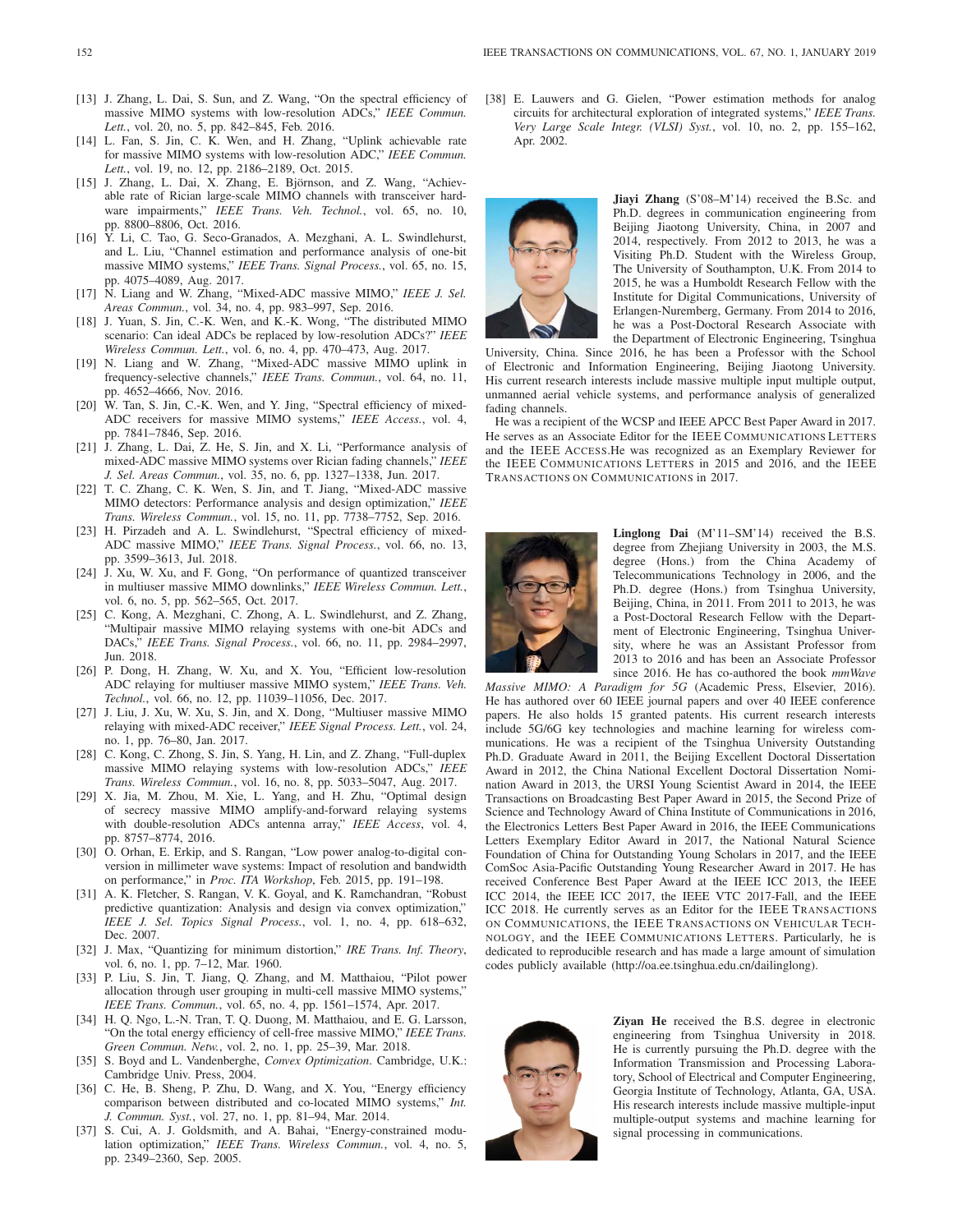[13] J. Zhang, L. Dai, S. Sun, and Z. Wang, "On the spectral efficiency of massive MIMO systems with low-resolution ADCs," *IEEE Commun. Lett.*, vol. 20, no. 5, pp. 842–845, Feb. 2016.

[14] L. Fan, S. Jin, C. K. Wen, and H. Zhang, "Uplink achievable rate for massive MIMO systems with low-resolution ADC," *IEEE Commun. Lett.*, vol. 19, no. 12, pp. 2186–2189, Oct. 2015.

[15] J. Zhang, L. Dai, X. Zhang, E. Björnson, and Z. Wang, "Achievable rate of Rician large-scale MIMO channels with transceiver hardware impairments," *IEEE Trans. Veh. Technol.*, vol. 65, no. 10, pp. 8800–8806, Oct. 2016.

[16] Y. Li, C. Tao, G. Seco-Granados, A. Mezghani, A. L. Swindlehurst, and L. Liu, "Channel estimation and performance analysis of one-bit massive MIMO systems," *IEEE Trans. Signal Process.*, vol. 65, no. 15, pp. 4075–4089, Aug. 2017.

[17] N. Liang and W. Zhang, "Mixed-ADC massive MIMO," *IEEE J. Sel. Areas Commun.*, vol. 34, no. 4, pp. 983–997, Sep. 2016.

[18] J. Yuan, S. Jin, C.-K. Wen, and K.-K. Wong, "The distributed MIMO scenario: Can ideal ADCs be replaced by low-resolution ADCs?" *IEEE Wireless Commun. Lett.*, vol. 6, no. 4, pp. 470–473, Aug. 2017.

[19] N. Liang and W. Zhang, "Mixed-ADC massive MIMO uplink in frequency-selective channels," *IEEE Trans. Commun.*, vol. 64, no. 11, pp. 4652–4666, Nov. 2016.

[20] W. Tan, S. Jin, C.-K. Wen, and Y. Jing, "Spectral efficiency of mixed-ADC receivers for massive MIMO systems," *IEEE Access.*, vol. 4, pp. 7841–7846, Sep. 2016.

[21] J. Zhang, L. Dai, Z. He, S. Jin, and X. Li, "Performance analysis of mixed-ADC massive MIMO systems over Rician fading channels," *IEEE J. Sel. Areas Commun.*, vol. 35, no. 6, pp. 1327–1338, Jun. 2017.

[22] T. C. Zhang, C. K. Wen, S. Jin, and T. Jiang, "Mixed-ADC massive MIMO detectors: Performance analysis and design optimization," *IEEE Trans. Wireless Commun.*, vol. 15, no. 11, pp. 7738–7752, Sep. 2016.

[23] H. Pirzadeh and A. L. Swindlehurst, "Spectral efficiency of mixed-ADC massive MIMO," *IEEE Trans. Signal Process.*, vol. 66, no. 13, pp. 3599–3613, Jul. 2018.

[24] J. Xu, W. Xu, and F. Gong, "On performance of quantized transceiver in multiuser massive MIMO downlinks," *IEEE Wireless Commun. Lett.*, vol. 6, no. 5, pp. 562–565, Oct. 2017.

[25] C. Kong, A. Mezghani, C. Zhong, A. L. Swindlehurst, and Z. Zhang, "Multipair massive MIMO relaying systems with one-bit ADCs and DACs," *IEEE Trans. Signal Process.*, vol. 66, no. 11, pp. 2984–2997, Jun. 2018.

[26] P. Dong, H. Zhang, W. Xu, and X. You, "Efficient low-resolution ADC relaying for multiuser massive MIMO system," *IEEE Trans. Veh. Technol.*, vol. 66, no. 12, pp. 11039–11056, Dec. 2017.

[27] J. Liu, J. Xu, W. Xu, S. Jin, and X. Dong, "Multiuser massive MIMO relaying with mixed-ADC receiver," *IEEE Signal Process. Lett.*, vol. 24, no. 1, pp. 76–80, Jan. 2017.

[28] C. Kong, C. Zhong, S. Jin, S. Yang, H. Lin, and Z. Zhang, "Full-duplex massive MIMO relaying systems with low-resolution ADCs," *IEEE Trans. Wireless Commun.*, vol. 16, no. 8, pp. 5033–5047, Aug. 2017.

[29] X. Jia, M. Zhou, M. Xie, L. Yang, and H. Zhu, "Optimal design of secrecy massive MIMO amplify-and-forward relaying systems with double-resolution ADCs antenna array," *IEEE Access*, vol. 4, pp. 8757–8774, 2016.

[30] O. Orhan, E. Erkip, and S. Rangan, "Low power analog-to-digital conversion in millimeter wave systems: Impact of resolution and bandwidth on performance," in *Proc. ITA Workshop*, Feb. 2015, pp. 191–198.

[31] A. K. Fletcher, S. Rangan, V. K. Goyal, and K. Ramchandran, "Robust predictive quantization: Analysis and design via convex optimization," *IEEE J. Sel. Topics Signal Process.*, vol. 1, no. 4, pp. 618–632, Dec. 2007.

[32] J. Max, "Quantizing for minimum distortion," *IRE Trans. Inf. Theory*, vol. 6, no. 1, pp. 7–12, Mar. 1960.

[33] P. Liu, S. Jin, T. Jiang, Q. Zhang, and M. Matthaiou, "Pilot power allocation through user grouping in multi-cell massive MIMO systems," *IEEE Trans. Commun.*, vol. 65, no. 4, pp. 1561–1574, Apr. 2017.

[34] H. Q. Ngo, L.-N. Tran, T. Q. Duong, M. Matthaiou, and E. G. Larsson, "On the total energy efficiency of cell-free massive MIMO," *IEEE Trans. Green Commun. Netw.*, vol. 2, no. 1, pp. 25–39, Mar. 2018.

[35] S. Boyd and L. Vandenberghe, *Convex Optimization*. Cambridge, U.K.: Cambridge Univ. Press, 2004.

[36] C. He, B. Sheng, P. Zhu, D. Wang, and X. You, "Energy efficiency comparison between distributed and co-located MIMO systems," *Int. J. Commun. Syst.*, vol. 27, no. 1, pp. 81–94, Mar. 2014.

[37] S. Cui, A. J. Goldsmith, and A. Bahai, "Energy-constrained modulation optimization," *IEEE Trans. Wireless Commun.*, vol. 4, no. 5, pp. 2349–2360, Sep. 2005.

[38] E. Lauwers and G. Gielen, "Power estimation methods for analog circuits for architectural exploration of integrated systems," *IEEE Trans. Very Large Scale Integr. (VLSI) Syst.*, vol. 10, no. 2, pp. 155–162, Apr. 2002.

**Jiayi Zhang** (S'08–M'14) received the B.Sc. and Ph.D. degrees in communication engineering from Beijing Jiaotong University, China, in 2007 and 2014, respectively. From 2012 to 2013, he was a Visiting Ph.D. Student with the Wireless Group, The University of Southampton, U.K. From 2014 to 2015, he was a Humboldt Research Fellow with the Institute for Digital Communications, University of Erlangen-Nuremberg, Germany. From 2014 to 2016, he was a Post-Doctoral Research Associate with the Department of Electronic Engineering, Tsinghua University, China. Since 2016, he has been a Professor with the School of Electronic and Information Engineering, Beijing Jiaotong University. His current research interests include massive multiple input multiple output, unmanned aerial vehicle systems, and performance analysis of generalized fading channels.

He was a recipient of the WCSP and IEEE APCC Best Paper Award in 2017. He serves as an Associate Editor for the IEEE COMMUNICATIONS LETTERS and the IEEE ACCESS.He was recognized as an Exemplary Reviewer for the IEEE COMMUNICATIONS LETTERS in 2015 and 2016, and the IEEE TRANSACTIONS ON COMMUNICATIONS in 2017.

**Linglong Dai** (M'11–SM'14) received the B.S. degree from Zhejiang University in 2003, the M.S. degree (Hons.) from the China Academy of Telecommunications Technology in 2006, and the Ph.D. degree (Hons.) from Tsinghua University, Beijing, China, in 2011. From 2011 to 2013, he was a Post-Doctoral Research Fellow with the Department of Electronic Engineering, Tsinghua University, where he was an Assistant Professor from 2013 to 2016 and has been an Associate Professor since 2016. He has co-authored the book *mmWave Massive MIMO: A Paradigm for 5G* (Academic Press, Elsevier, 2016). He has authored over 60 IEEE journal papers and over 40 IEEE conference papers. He also holds 15 granted patents. His current research interests include 5G/6G key technologies and machine learning for wireless communications. He was a recipient of the Tsinghua University Outstanding Ph.D. Graduate Award in 2011, the Beijing Excellent Doctoral Dissertation Award in 2012, the China National Excellent Doctoral Dissertation Nomination Award in 2013, the URSI Young Scientist Award in 2014, the IEEE Transactions on Broadcasting Best Paper Award in 2015, the Second Prize of Science and Technology Award of China Institute of Communications in 2016, the Electronics Letters Best Paper Award in 2016, the IEEE Communications Letters Exemplary Editor Award in 2017, the National Natural Science Foundation of China for Outstanding Young Scholars in 2017, and the IEEE ComSoc Asia-Pacific Outstanding Young Researcher Award in 2017. He has received Conference Best Paper Award at the IEEE ICC 2013, the IEEE ICC 2014, the IEEE ICC 2017, the IEEE VTC 2017-Fall, and the IEEE ICC 2018. He currently serves as an Editor for the IEEE TRANSACTIONS ON COMMUNICATIONS, the IEEE TRANSACTIONS ON VEHICULAR TECHNOLOGY, and the IEEE COMMUNICATIONS LETTERS. Particularly, he is dedicated to reproducible research and has made a large amount of simulation codes publicly available (http://oa.ee.tsinghua.edu.cn/dailinglong).

**Ziyan He** received the B.S. degree in electronic engineering from Tsinghua University in 2018. He is currently pursuing the Ph.D. degree with the Information Transmission and Processing Laboratory, School of Electrical and Computer Engineering, Georgia Institute of Technology, Atlanta, GA, USA. His research interests include massive multiple-input multiple-output systems and machine learning for signal processing in communications.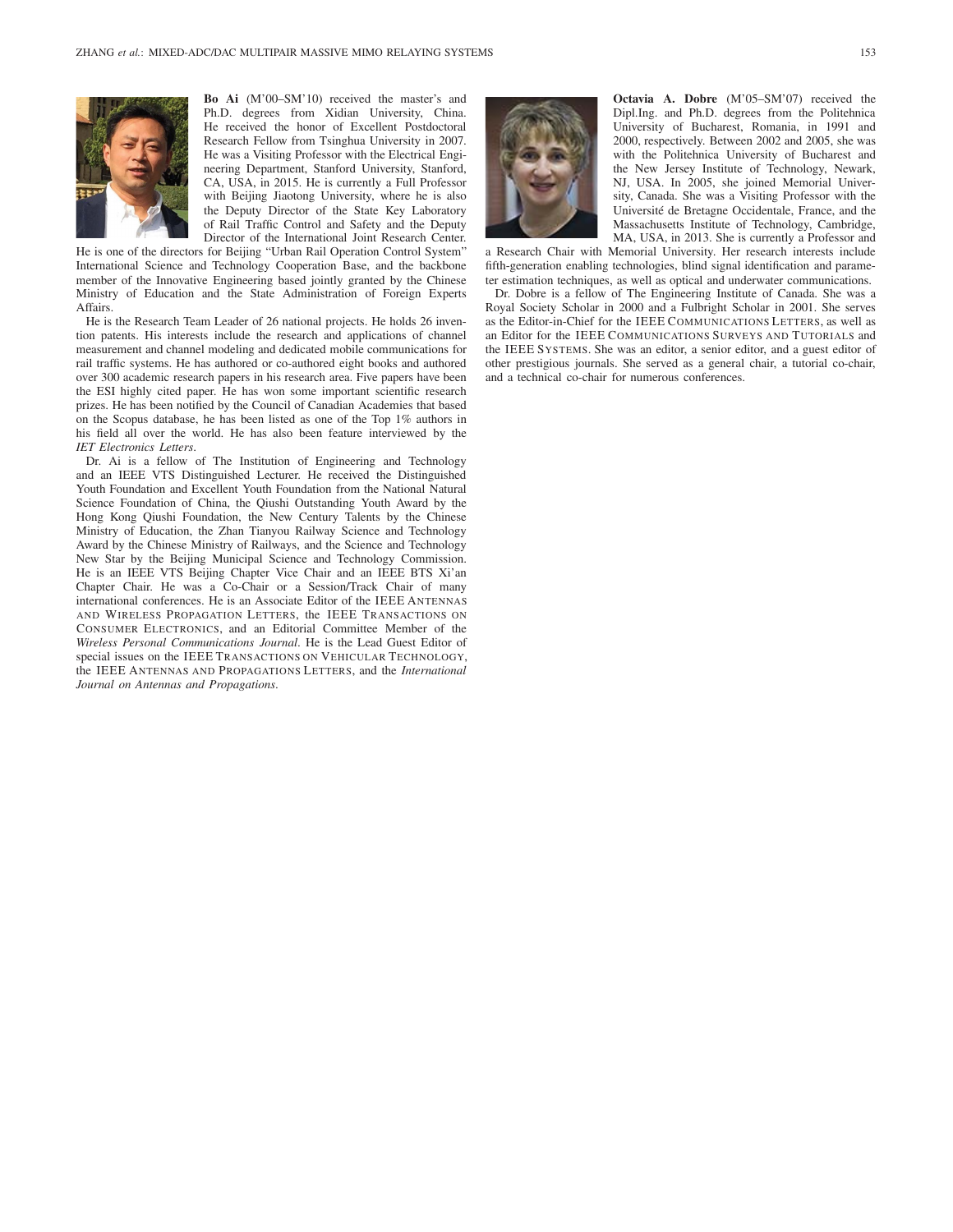**Bo Ai** (M'00–SM'10) received the master's and Ph.D. degrees from Xidian University, China. He received the honor of Excellent Postdoctoral Research Fellow from Tsinghua University in 2007. He was a Visiting Professor with the Electrical Engineering Department, Stanford University, Stanford, CA, USA, in 2015. He is currently a Full Professor with Beijing Jiaotong University, where he is also the Deputy Director of the State Key Laboratory of Rail Traffic Control and Safety and the Deputy Director of the International Joint Research Center. He is one of the directors for Beijing "Urban Rail Operation Control System" International Science and Technology Cooperation Base, and the backbone member of the Innovative Engineering based jointly granted by the Chinese Ministry of Education and the State Administration of Foreign Experts Affairs.

He is the Research Team Leader of 26 national projects. He holds 26 invention patents. His interests include the research and applications of channel measurement and channel modeling and dedicated mobile communications for rail traffic systems. He has authored or co-authored eight books and authored over 300 academic research papers in his research area. Five papers have been the ESI highly cited paper. He has won some important scientific research prizes. He has been notified by the Council of Canadian Academies that based on the Scopus database, he has been listed as one of the Top 1% authors in his field all over the world. He has also been feature interviewed by the *IET Electronics Letters*.

Dr. Ai is a fellow of The Institution of Engineering and Technology and an IEEE VTS Distinguished Lecturer. He received the Distinguished Youth Foundation and Excellent Youth Foundation from the National Natural Science Foundation of China, the Qiushi Outstanding Youth Award by the Hong Kong Qiushi Foundation, the New Century Talents by the Chinese Ministry of Education, the Zhan Tianyou Railway Science and Technology Award by the Chinese Ministry of Railways, and the Science and Technology New Star by the Beijing Municipal Science and Technology Commission. He is an IEEE VTS Beijing Chapter Vice Chair and an IEEE BTS Xi'an Chapter Chair. He was a Co-Chair or a Session/Track Chair of many international conferences. He is an Associate Editor of the IEEE ANTENNAS AND WIRELESS PROPAGATION LETTERS, the IEEE TRANSACTIONS ON CONSUMER ELECTRONICS, and an Editorial Committee Member of the *Wireless Personal Communications Journal*. He is the Lead Guest Editor of special issues on the IEEE TRANSACTIONS ON VEHICULAR TECHNOLOGY, the IEEE ANTENNAS AND PROPAGATIONS LETTERS, and the *International Journal on Antennas and Propagations*.

**Octavia A. Dobre** (M'05–SM'07) received the Dipl.Ing. and Ph.D. degrees from the Politehnica University of Bucharest, Romania, in 1991 and 2000, respectively. Between 2002 and 2005, she was with the Politehnica University of Bucharest and the New Jersey Institute of Technology, Newark, NJ, USA. In 2005, she joined Memorial University, Canada. She was a Visiting Professor with the Université de Bretagne Occidentale, France, and the Massachusetts Institute of Technology, Cambridge, MA, USA, in 2013. She is currently a Professor and a Research Chair with Memorial University. Her research interests include fifth-generation enabling technologies, blind signal identification and parameter estimation techniques, as well as optical and underwater communications.

Dr. Dobre is a fellow of The Engineering Institute of Canada. She was a Royal Society Scholar in 2000 and a Fulbright Scholar in 2001. She serves as the Editor-in-Chief for the IEEE COMMUNICATIONS LETTERS, as well as an Editor for the IEEE COMMUNICATIONS SURVEYS AND TUTORIALS and the IEEE SYSTEMS. She was an editor, a senior editor, and a guest editor of other prestigious journals. She served as a general chair, a tutorial co-chair, and a technical co-chair for numerous conferences.